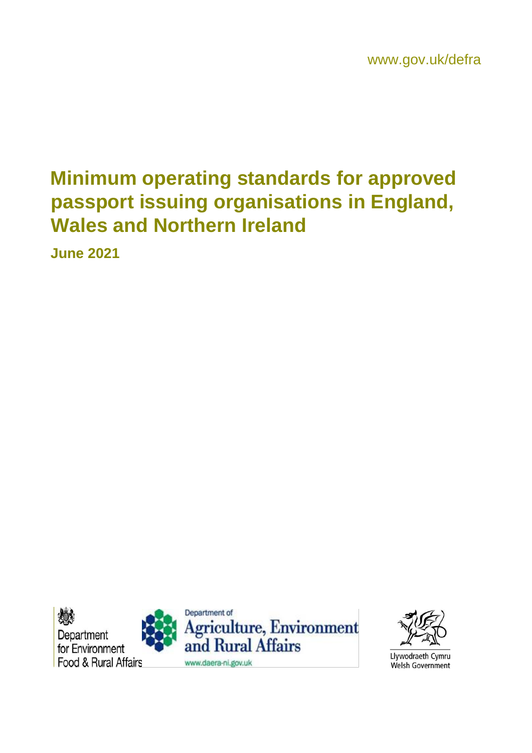www.gov.uk/defra

# Minimum operating standards for approved passport issuing organisations in England, Wales and Northern Ireland

**June 2021**

Department for Environment Food & Rural Affairs

Department of Agriculture, Environment and Rural Affairs

www.daera-ni.gov.uk

Llywodraeth Cymru
Welsh Government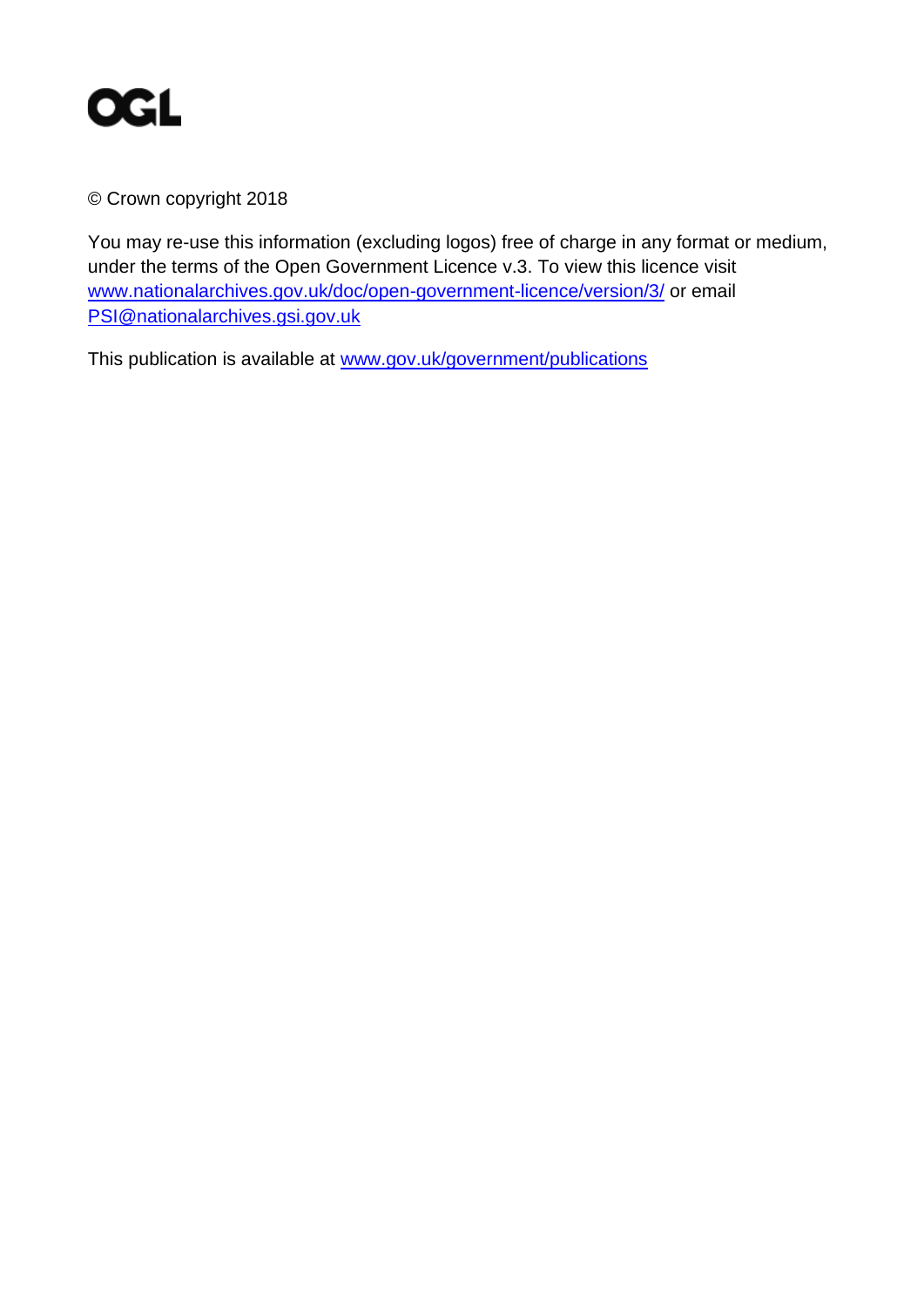OGL

© Crown copyright 2018

You may re-use this information (excluding logos) free of charge in any format or medium, under the terms of the Open Government Licence v.3. To view this licence visit [www.nationalarchives.gov.uk/doc/open-government-licence/version/3/](http://www.nationalarchives.gov.uk/doc/open-government-licence/version/3/) or email [PSI@nationalarchives.gsi.gov.uk](mailto:PSI@nationalarchives.gsi.gov.uk)

This publication is available at [www.gov.uk/government/publications](http://www.gov.uk/government/publications)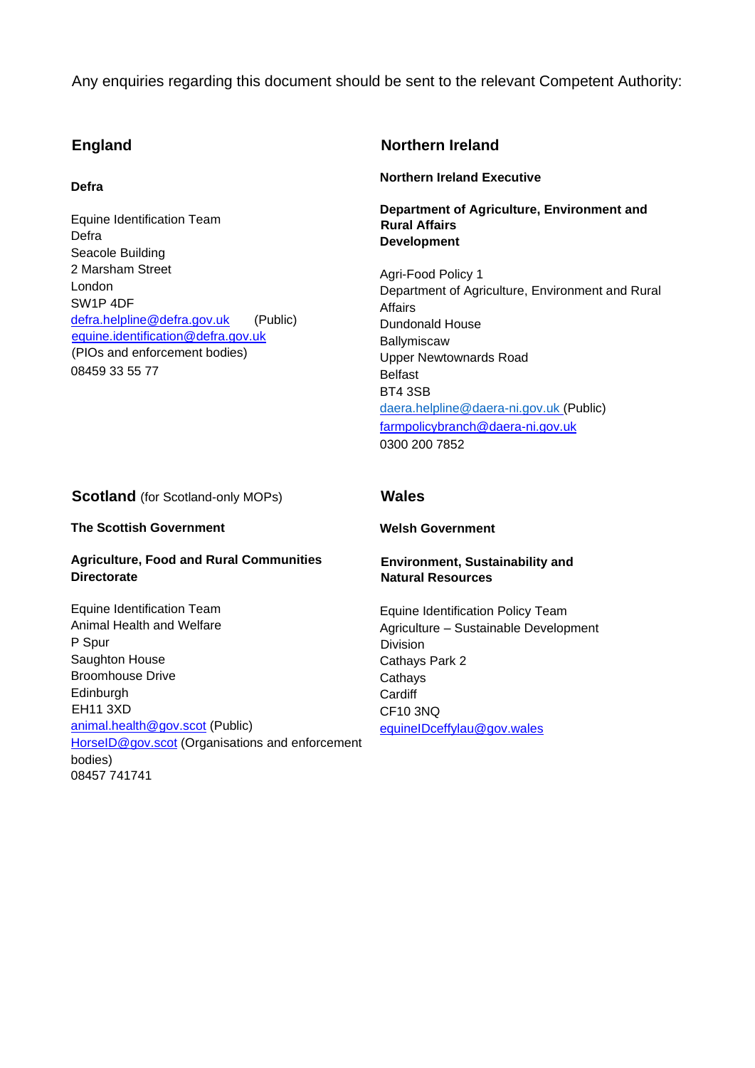Any enquiries regarding this document should be sent to the relevant Competent Authority:

## England

**Defra**

Equine Identification Team
Defra
Seacole Building
2 Marsham Street
London
SW1P 4DF
defra.helpline@defra.gov.uk (Public)
equine.identification@defra.gov.uk
(PIOs and enforcement bodies)
08459 33 55 77

## Northern Ireland

**Northern Ireland Executive**

**Department of Agriculture, Environment and Rural Affairs Development**

Agri-Food Policy 1
Department of Agriculture, Environment and Rural Affairs
Dundonald House
Ballymiscaw
Upper Newtownards Road
Belfast
BT4 3SB
daera.helpline@daera-ni.gov.uk (Public)
farmpolicybranch@daera-ni.gov.uk
0300 200 7852

## Scotland (for Scotland-only MOPs)

**The Scottish Government**

**Agriculture, Food and Rural Communities Directorate**

Equine Identification Team
Animal Health and Welfare
P Spur
Saughton House
Broomhouse Drive
Edinburgh
EH11 3XD
animal.health@gov.scot (Public)
HorseID@gov.scot (Organisations and enforcement bodies)
08457 741741

## Wales

**Welsh Government**

**Environment, Sustainability and Natural Resources**

Equine Identification Policy Team
Agriculture – Sustainable Development Division
Cathays Park 2
Cathays
Cardiff
CF10 3NQ
equineIDceffylau@gov.wales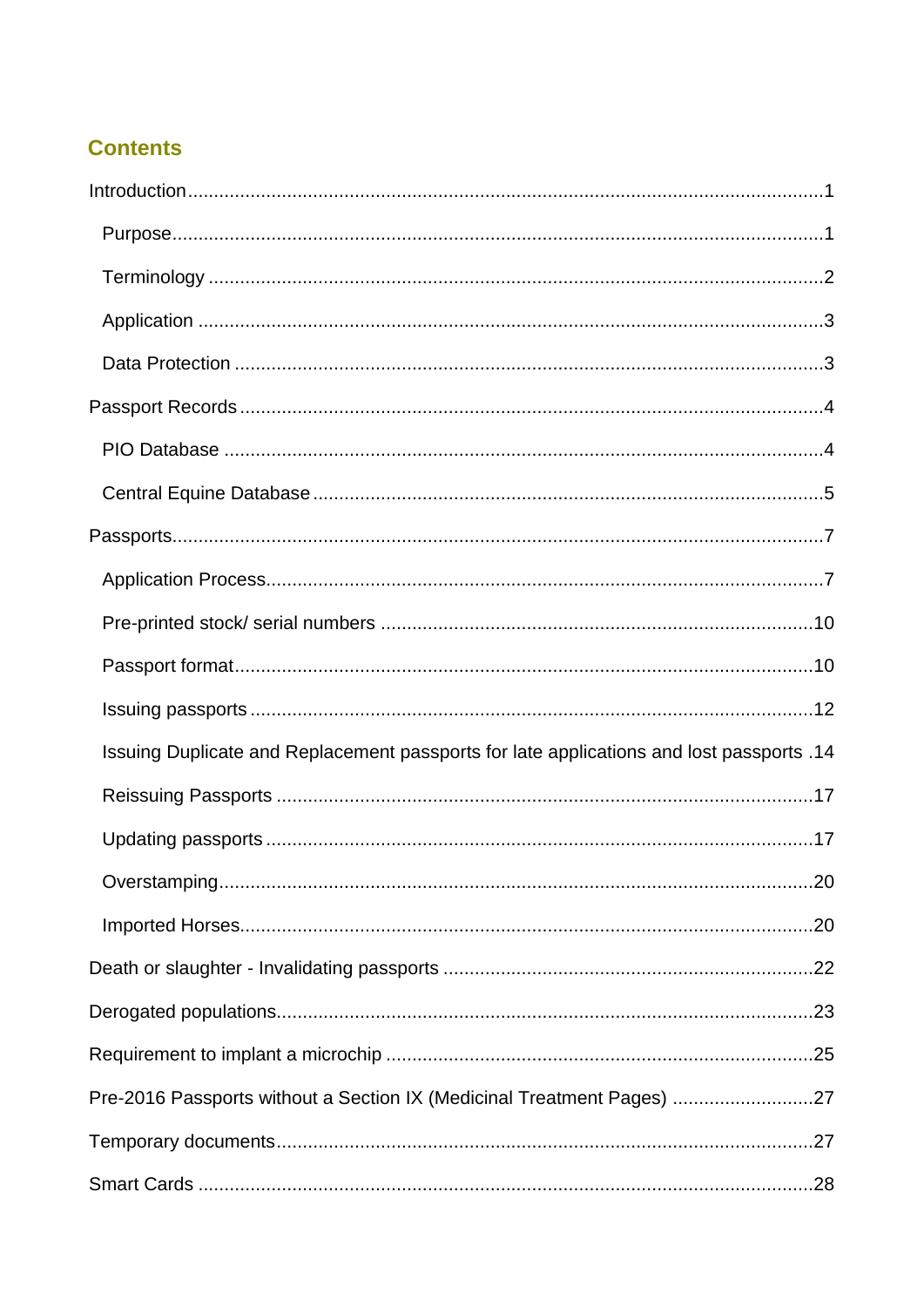## Contents

Introduction ........................................................................................................ 1

- Purpose ........................................................................................................ 1
- Terminology .................................................................................................. 2
- Application .................................................................................................... 3
- Data Protection ............................................................................................. 3

Passport Records ................................................................................................ 4

- PIO Database ................................................................................................ 4
- Central Equine Database .............................................................................. 5

Passports ............................................................................................................. 7

- Application Process ....................................................................................... 7
- Pre-printed stock/ serial numbers ................................................................ 10
- Passport format ........................................................................................... 10
- Issuing passports ........................................................................................ 12
- Issuing Duplicate and Replacement passports for late applications and lost passports . 14
- Reissuing Passports ................................................................................... 17
- Updating passports ..................................................................................... 17
- Overstamping .............................................................................................. 20
- Imported Horses .......................................................................................... 20

Death or slaughter - Invalidating passports ....................................................... 22

Derogated populations ....................................................................................... 23

Requirement to implant a microchip .................................................................. 25

Pre-2016 Passports without a Section IX (Medicinal Treatment Pages) ........... 27

Temporary documents ....................................................................................... 27

Smart Cards ...................................................................................................... 28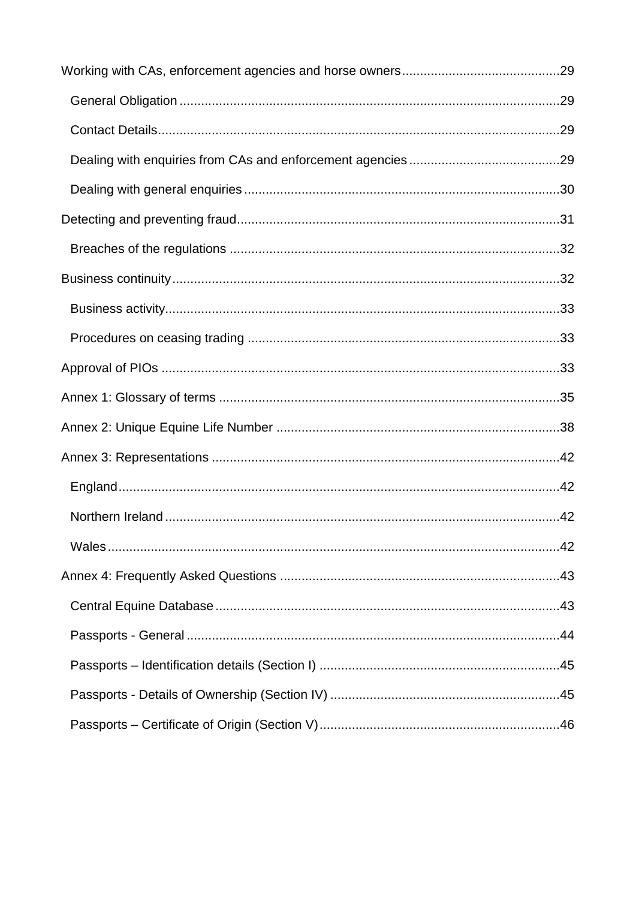Working with CAs, enforcement agencies and horse owners ........................................... 29

- General Obligation ........................................................................................................ 29
- Contact Details .............................................................................................................. 29
- Dealing with enquiries from CAs and enforcement agencies ......................................... 29
- Dealing with general enquiries ...................................................................................... 30

Detecting and preventing fraud ........................................................................................ 31

- Breaches of the regulations .......................................................................................... 32

Business continuity .......................................................................................................... 32

- Business activity ........................................................................................................... 33
- Procedures on ceasing trading ...................................................................................... 33

Approval of PIOs ............................................................................................................. 33

Annex 1: Glossary of terms ............................................................................................. 35

Annex 2: Unique Equine Life Number ............................................................................. 38

Annex 3: Representations ............................................................................................... 42

- England ........................................................................................................................ 42
- Northern Ireland ............................................................................................................ 42
- Wales ........................................................................................................................... 42

Annex 4: Frequently Asked Questions ............................................................................ 43

- Central Equine Database .............................................................................................. 43
- Passports - General ...................................................................................................... 44
- Passports – Identification details (Section I) ................................................................. 45
- Passports - Details of Ownership (Section IV) .............................................................. 45
- Passports – Certificate of Origin (Section V) ................................................................. 46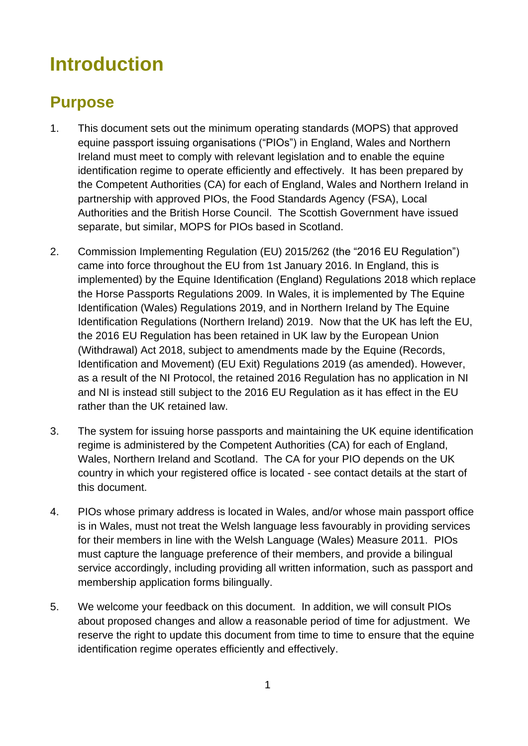# Introduction

## Purpose

1. This document sets out the minimum operating standards (MOPS) that approved equine passport issuing organisations ("PIOs") in England, Wales and Northern Ireland must meet to comply with relevant legislation and to enable the equine identification regime to operate efficiently and effectively. It has been prepared by the Competent Authorities (CA) for each of England, Wales and Northern Ireland in partnership with approved PIOs, the Food Standards Agency (FSA), Local Authorities and the British Horse Council. The Scottish Government have issued separate, but similar, MOPS for PIOs based in Scotland.

2. Commission Implementing Regulation (EU) 2015/262 (the "2016 EU Regulation") came into force throughout the EU from 1st January 2016. In England, this is implemented) by the Equine Identification (England) Regulations 2018 which replace the Horse Passports Regulations 2009. In Wales, it is implemented by The Equine Identification (Wales) Regulations 2019, and in Northern Ireland by The Equine Identification Regulations (Northern Ireland) 2019. Now that the UK has left the EU, the 2016 EU Regulation has been retained in UK law by the European Union (Withdrawal) Act 2018, subject to amendments made by the Equine (Records, Identification and Movement) (EU Exit) Regulations 2019 (as amended). However, as a result of the NI Protocol, the retained 2016 Regulation has no application in NI and NI is instead still subject to the 2016 EU Regulation as it has effect in the EU rather than the UK retained law.

3. The system for issuing horse passports and maintaining the UK equine identification regime is administered by the Competent Authorities (CA) for each of England, Wales, Northern Ireland and Scotland. The CA for your PIO depends on the UK country in which your registered office is located - see contact details at the start of this document.

4. PIOs whose primary address is located in Wales, and/or whose main passport office is in Wales, must not treat the Welsh language less favourably in providing services for their members in line with the Welsh Language (Wales) Measure 2011. PIOs must capture the language preference of their members, and provide a bilingual service accordingly, including providing all written information, such as passport and membership application forms bilingually.

5. We welcome your feedback on this document. In addition, we will consult PIOs about proposed changes and allow a reasonable period of time for adjustment. We reserve the right to update this document from time to time to ensure that the equine identification regime operates efficiently and effectively.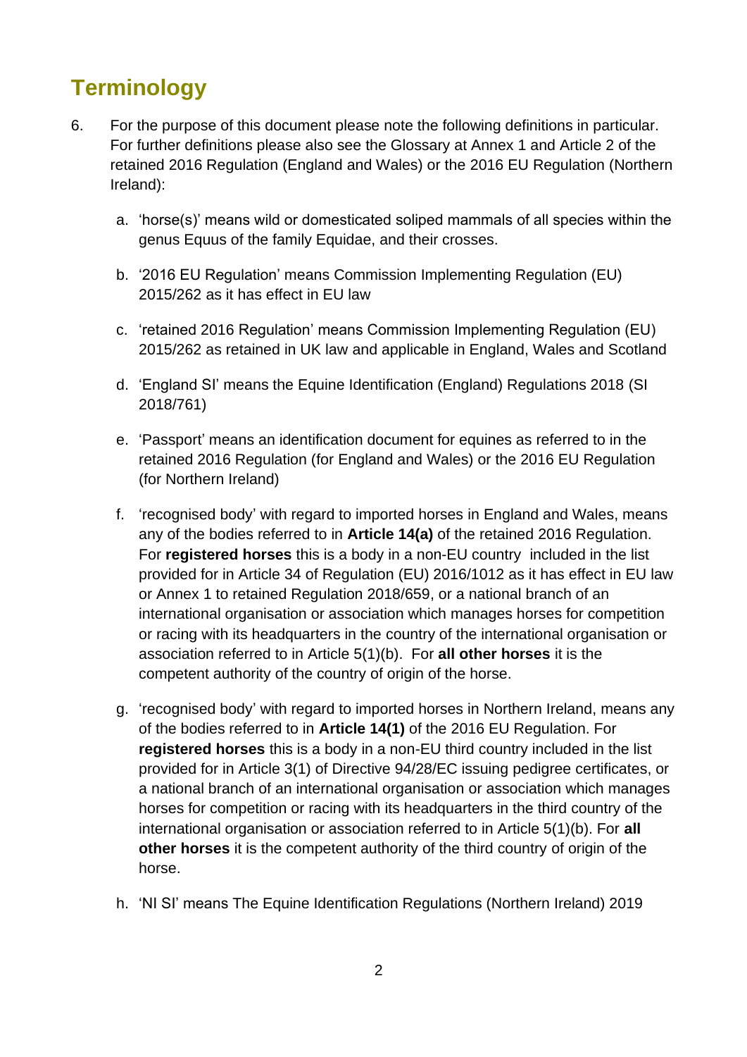## Terminology

6. For the purpose of this document please note the following definitions in particular. For further definitions please also see the Glossary at Annex 1 and Article 2 of the retained 2016 Regulation (England and Wales) or the 2016 EU Regulation (Northern Ireland):

   a. 'horse(s)' means wild or domesticated soliped mammals of all species within the genus Equus of the family Equidae, and their crosses.

   b. '2016 EU Regulation' means Commission Implementing Regulation (EU) 2015/262 as it has effect in EU law

   c. 'retained 2016 Regulation' means Commission Implementing Regulation (EU) 2015/262 as retained in UK law and applicable in England, Wales and Scotland

   d. 'England SI' means the Equine Identification (England) Regulations 2018 (SI 2018/761)

   e. 'Passport' means an identification document for equines as referred to in the retained 2016 Regulation (for England and Wales) or the 2016 EU Regulation (for Northern Ireland)

   f. 'recognised body' with regard to imported horses in England and Wales, means any of the bodies referred to in **Article 14(a)** of the retained 2016 Regulation. For **registered horses** this is a body in a non-EU country included in the list provided for in Article 34 of Regulation (EU) 2016/1012 as it has effect in EU law or Annex 1 to retained Regulation 2018/659, or a national branch of an international organisation or association which manages horses for competition or racing with its headquarters in the country of the international organisation or association referred to in Article 5(1)(b). For **all other horses** it is the competent authority of the country of origin of the horse.

   g. 'recognised body' with regard to imported horses in Northern Ireland, means any of the bodies referred to in **Article 14(1)** of the 2016 EU Regulation. For **registered horses** this is a body in a non-EU third country included in the list provided for in Article 3(1) of Directive 94/28/EC issuing pedigree certificates, or a national branch of an international organisation or association which manages horses for competition or racing with its headquarters in the third country of the international organisation or association referred to in Article 5(1)(b). For **all other horses** it is the competent authority of the third country of origin of the horse.

   h. 'NI SI' means The Equine Identification Regulations (Northern Ireland) 2019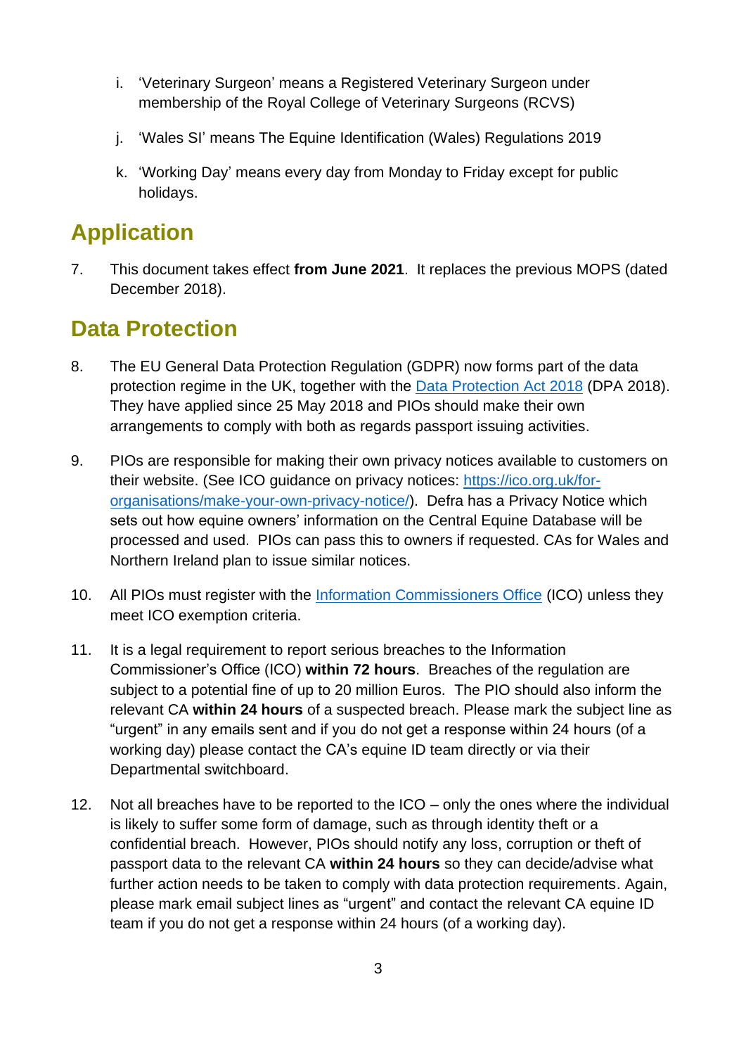i. 'Veterinary Surgeon' means a Registered Veterinary Surgeon under membership of the Royal College of Veterinary Surgeons (RCVS)

j. 'Wales SI' means The Equine Identification (Wales) Regulations 2019

k. 'Working Day' means every day from Monday to Friday except for public holidays.

## Application

7. This document takes effect **from June 2021**. It replaces the previous MOPS (dated December 2018).

## Data Protection

8. The EU General Data Protection Regulation (GDPR) now forms part of the data protection regime in the UK, together with the [Data Protection Act 2018](#) (DPA 2018). They have applied since 25 May 2018 and PIOs should make their own arrangements to comply with both as regards passport issuing activities.

9. PIOs are responsible for making their own privacy notices available to customers on their website. (See ICO guidance on privacy notices: [https://ico.org.uk/for-organisations/make-your-own-privacy-notice/](https://ico.org.uk/for-organisations/make-your-own-privacy-notice/)). Defra has a Privacy Notice which sets out how equine owners' information on the Central Equine Database will be processed and used. PIOs can pass this to owners if requested. CAs for Wales and Northern Ireland plan to issue similar notices.

10. All PIOs must register with the [Information Commissioners Office](#) (ICO) unless they meet ICO exemption criteria.

11. It is a legal requirement to report serious breaches to the Information Commissioner's Office (ICO) **within 72 hours**. Breaches of the regulation are subject to a potential fine of up to 20 million Euros. The PIO should also inform the relevant CA **within 24 hours** of a suspected breach. Please mark the subject line as "urgent" in any emails sent and if you do not get a response within 24 hours (of a working day) please contact the CA's equine ID team directly or via their Departmental switchboard.

12. Not all breaches have to be reported to the ICO – only the ones where the individual is likely to suffer some form of damage, such as through identity theft or a confidential breach. However, PIOs should notify any loss, corruption or theft of passport data to the relevant CA **within 24 hours** so they can decide/advise what further action needs to be taken to comply with data protection requirements. Again, please mark email subject lines as "urgent" and contact the relevant CA equine ID team if you do not get a response within 24 hours (of a working day).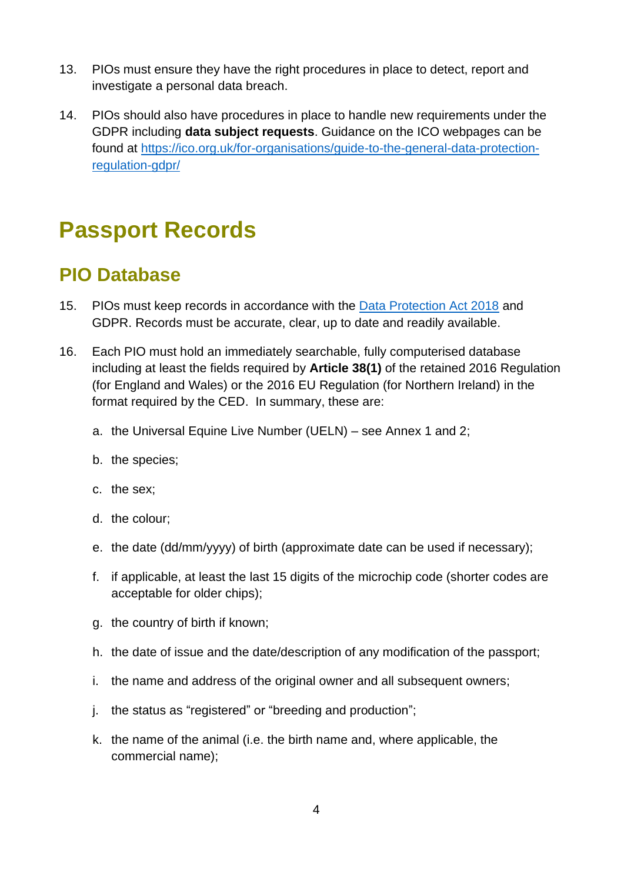13. PIOs must ensure they have the right procedures in place to detect, report and investigate a personal data breach.

14. PIOs should also have procedures in place to handle new requirements under the GDPR including **data subject requests**. Guidance on the ICO webpages can be found at [https://ico.org.uk/for-organisations/guide-to-the-general-data-protection-regulation-gdpr/](https://ico.org.uk/for-organisations/guide-to-the-general-data-protection-regulation-gdpr/)

# Passport Records

## PIO Database

15. PIOs must keep records in accordance with the [Data Protection Act 2018](#) and GDPR. Records must be accurate, clear, up to date and readily available.

16. Each PIO must hold an immediately searchable, fully computerised database including at least the fields required by **Article 38(1)** of the retained 2016 Regulation (for England and Wales) or the 2016 EU Regulation (for Northern Ireland) in the format required by the CED. In summary, these are:

    a. the Universal Equine Live Number (UELN) – see Annex 1 and 2;

    b. the species;

    c. the sex;

    d. the colour;

    e. the date (dd/mm/yyyy) of birth (approximate date can be used if necessary);

    f. if applicable, at least the last 15 digits of the microchip code (shorter codes are acceptable for older chips);

    g. the country of birth if known;

    h. the date of issue and the date/description of any modification of the passport;

    i. the name and address of the original owner and all subsequent owners;

    j. the status as "registered" or "breeding and production";

    k. the name of the animal (i.e. the birth name and, where applicable, the commercial name);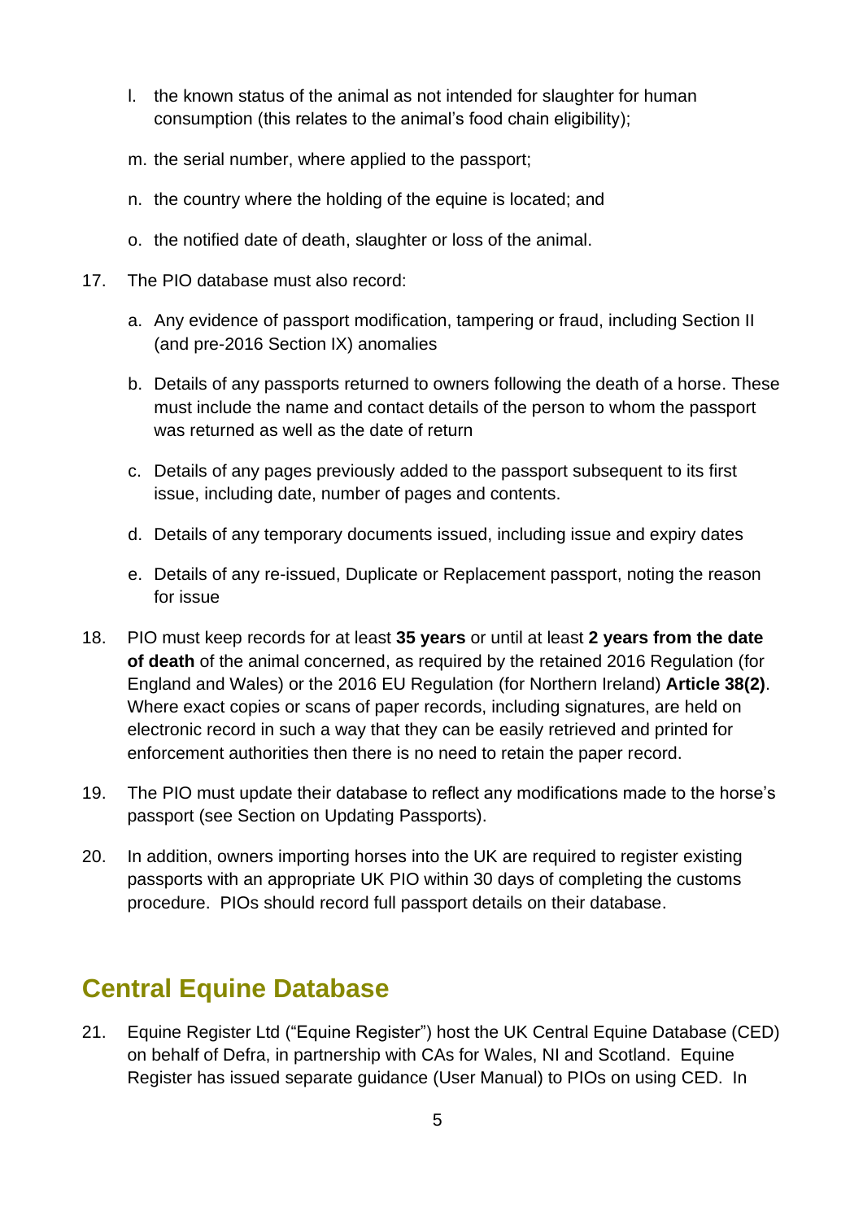l. the known status of the animal as not intended for slaughter for human consumption (this relates to the animal's food chain eligibility);

m. the serial number, where applied to the passport;

n. the country where the holding of the equine is located; and

o. the notified date of death, slaughter or loss of the animal.

17. The PIO database must also record:

    a. Any evidence of passport modification, tampering or fraud, including Section II (and pre-2016 Section IX) anomalies

    b. Details of any passports returned to owners following the death of a horse. These must include the name and contact details of the person to whom the passport was returned as well as the date of return

    c. Details of any pages previously added to the passport subsequent to its first issue, including date, number of pages and contents.

    d. Details of any temporary documents issued, including issue and expiry dates

    e. Details of any re-issued, Duplicate or Replacement passport, noting the reason for issue

18. PIO must keep records for at least **35 years** or until at least **2 years from the date of death** of the animal concerned, as required by the retained 2016 Regulation (for England and Wales) or the 2016 EU Regulation (for Northern Ireland) **Article 38(2)**. Where exact copies or scans of paper records, including signatures, are held on electronic record in such a way that they can be easily retrieved and printed for enforcement authorities then there is no need to retain the paper record.

19. The PIO must update their database to reflect any modifications made to the horse's passport (see Section on Updating Passports).

20. In addition, owners importing horses into the UK are required to register existing passports with an appropriate UK PIO within 30 days of completing the customs procedure. PIOs should record full passport details on their database.

## Central Equine Database

21. Equine Register Ltd ("Equine Register") host the UK Central Equine Database (CED) on behalf of Defra, in partnership with CAs for Wales, NI and Scotland. Equine Register has issued separate guidance (User Manual) to PIOs on using CED. In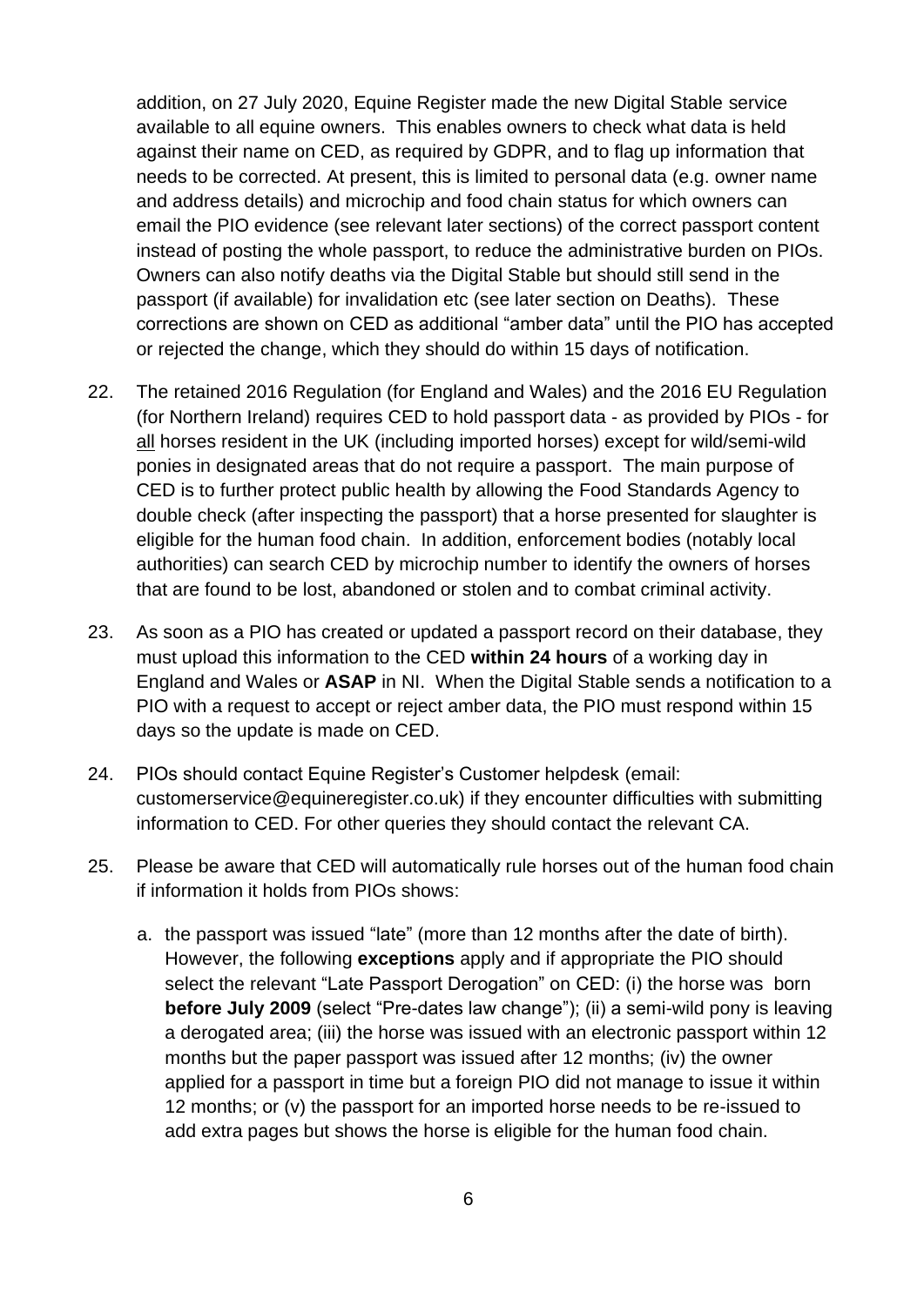addition, on 27 July 2020, Equine Register made the new Digital Stable service available to all equine owners. This enables owners to check what data is held against their name on CED, as required by GDPR, and to flag up information that needs to be corrected. At present, this is limited to personal data (e.g. owner name and address details) and microchip and food chain status for which owners can email the PIO evidence (see relevant later sections) of the correct passport content instead of posting the whole passport, to reduce the administrative burden on PIOs. Owners can also notify deaths via the Digital Stable but should still send in the passport (if available) for invalidation etc (see later section on Deaths). These corrections are shown on CED as additional "amber data" until the PIO has accepted or rejected the change, which they should do within 15 days of notification.

22. The retained 2016 Regulation (for England and Wales) and the 2016 EU Regulation (for Northern Ireland) requires CED to hold passport data - as provided by PIOs - for <u>all</u> horses resident in the UK (including imported horses) except for wild/semi-wild ponies in designated areas that do not require a passport. The main purpose of CED is to further protect public health by allowing the Food Standards Agency to double check (after inspecting the passport) that a horse presented for slaughter is eligible for the human food chain. In addition, enforcement bodies (notably local authorities) can search CED by microchip number to identify the owners of horses that are found to be lost, abandoned or stolen and to combat criminal activity.

23. As soon as a PIO has created or updated a passport record on their database, they must upload this information to the CED **within 24 hours** of a working day in England and Wales or **ASAP** in NI. When the Digital Stable sends a notification to a PIO with a request to accept or reject amber data, the PIO must respond within 15 days so the update is made on CED.

24. PIOs should contact Equine Register's Customer helpdesk (email: customerservice@equineregister.co.uk) if they encounter difficulties with submitting information to CED. For other queries they should contact the relevant CA.

25. Please be aware that CED will automatically rule horses out of the human food chain if information it holds from PIOs shows:

    a. the passport was issued "late" (more than 12 months after the date of birth). However, the following **exceptions** apply and if appropriate the PIO should select the relevant "Late Passport Derogation" on CED: (i) the horse was born **before July 2009** (select "Pre-dates law change"); (ii) a semi-wild pony is leaving a derogated area; (iii) the horse was issued with an electronic passport within 12 months but the paper passport was issued after 12 months; (iv) the owner applied for a passport in time but a foreign PIO did not manage to issue it within 12 months; or (v) the passport for an imported horse needs to be re-issued to add extra pages but shows the horse is eligible for the human food chain.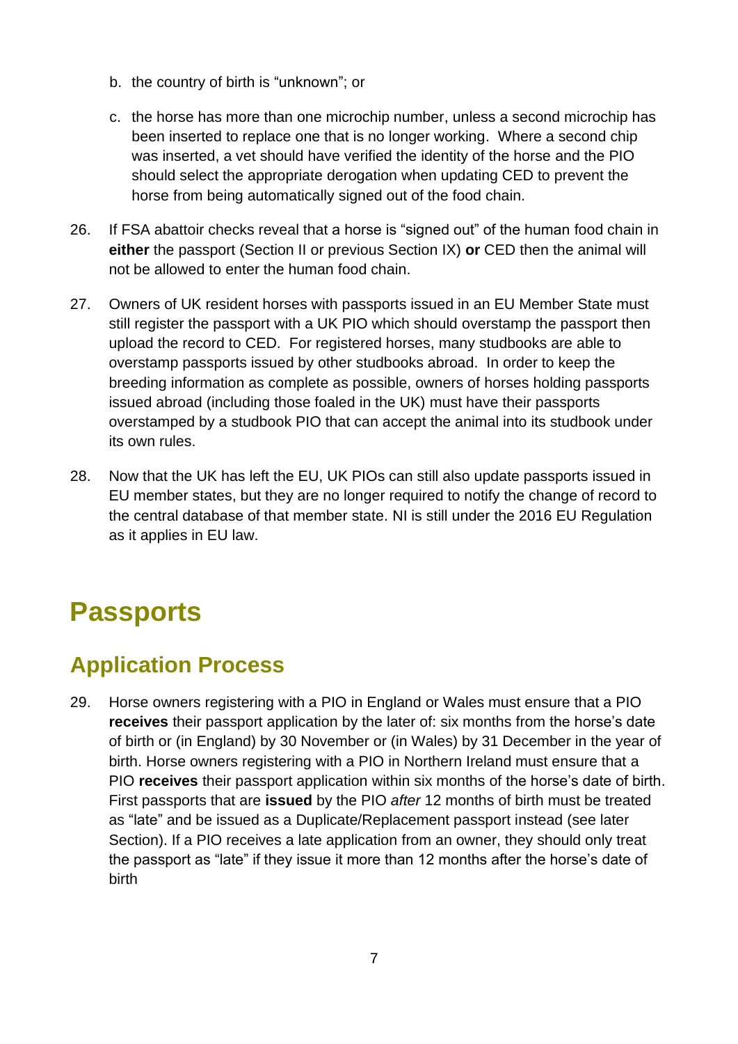b. the country of birth is “unknown”; or

c. the horse has more than one microchip number, unless a second microchip has been inserted to replace one that is no longer working. Where a second chip was inserted, a vet should have verified the identity of the horse and the PIO should select the appropriate derogation when updating CED to prevent the horse from being automatically signed out of the food chain.

26. If FSA abattoir checks reveal that a horse is “signed out” of the human food chain in **either** the passport (Section II or previous Section IX) **or** CED then the animal will not be allowed to enter the human food chain.

27. Owners of UK resident horses with passports issued in an EU Member State must still register the passport with a UK PIO which should overstamp the passport then upload the record to CED. For registered horses, many studbooks are able to overstamp passports issued by other studbooks abroad. In order to keep the breeding information as complete as possible, owners of horses holding passports issued abroad (including those foaled in the UK) must have their passports overstamped by a studbook PIO that can accept the animal into its studbook under its own rules.

28. Now that the UK has left the EU, UK PIOs can still also update passports issued in EU member states, but they are no longer required to notify the change of record to the central database of that member state. NI is still under the 2016 EU Regulation as it applies in EU law.

# Passports

## Application Process

29. Horse owners registering with a PIO in England or Wales must ensure that a PIO **receives** their passport application by the later of: six months from the horse’s date of birth or (in England) by 30 November or (in Wales) by 31 December in the year of birth. Horse owners registering with a PIO in Northern Ireland must ensure that a PIO **receives** their passport application within six months of the horse’s date of birth. First passports that are **issued** by the PIO *after* 12 months of birth must be treated as “late” and be issued as a Duplicate/Replacement passport instead (see later Section). If a PIO receives a late application from an owner, they should only treat the passport as “late” if they issue it more than 12 months after the horse’s date of birth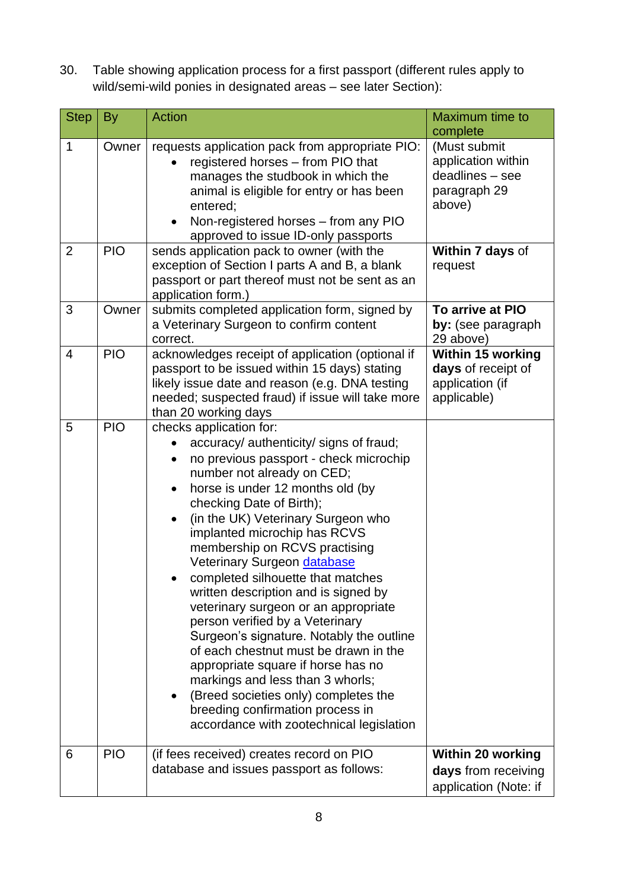30. Table showing application process for a first passport (different rules apply to wild/semi-wild ponies in designated areas – see later Section):

| Step | By | Action | Maximum time to complete |
|---|---|---|---|
| 1 | Owner | requests application pack from appropriate PIO:<br>• registered horses – from PIO that manages the studbook in which the animal is eligible for entry or has been entered;<br>• Non-registered horses – from any PIO approved to issue ID-only passports | (Must submit application within deadlines – see paragraph 29 above) |
| 2 | PIO | sends application pack to owner (with the exception of Section I parts A and B, a blank passport or part thereof must not be sent as an application form.) | **Within 7 days** of request |
| 3 | Owner | submits completed application form, signed by a Veterinary Surgeon to confirm content correct. | **To arrive at PIO by:** (see paragraph 29 above) |
| 4 | PIO | acknowledges receipt of application (optional if passport to be issued within 15 days) stating likely issue date and reason (e.g. DNA testing needed; suspected fraud) if issue will take more than 20 working days | **Within 15 working days** of receipt of application (if applicable) |
| 5 | PIO | checks application for:<br>• accuracy/ authenticity/ signs of fraud;<br>• no previous passport - check microchip number not already on CED;<br>• horse is under 12 months old (by checking Date of Birth);<br>• (in the UK) Veterinary Surgeon who implanted microchip has RCVS membership on RCVS practising Veterinary Surgeon database<br>• completed silhouette that matches written description and is signed by veterinary surgeon or an appropriate person verified by a Veterinary Surgeon's signature. Notably the outline of each chestnut must be drawn in the appropriate square if horse has no markings and less than 3 whorls;<br>• (Breed societies only) completes the breeding confirmation process in accordance with zootechnical legislation | |
| 6 | PIO | (if fees received) creates record on PIO database and issues passport as follows: | **Within 20 working days** from receiving application (Note: if |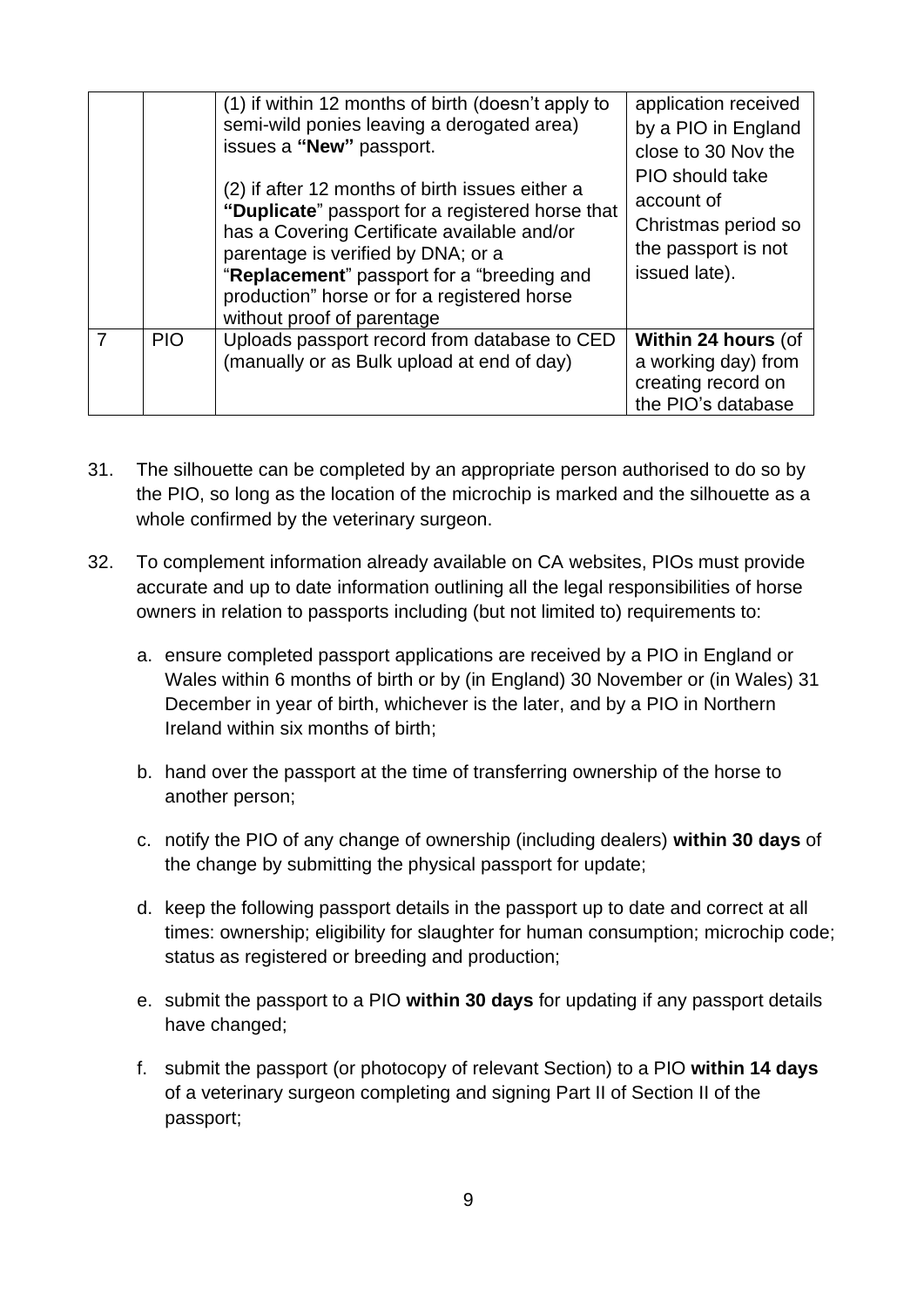| | | | |
|---|---|---|---|
| | | (1) if within 12 months of birth (doesn't apply to semi-wild ponies leaving a derogated area) issues a **"New"** passport.<br><br>(2) if after 12 months of birth issues either a **"Duplicate"** passport for a registered horse that has a Covering Certificate available and/or parentage is verified by DNA; or a "**Replacement**" passport for a "breeding and production" horse or for a registered horse without proof of parentage | application received by a PIO in England close to 30 Nov the PIO should take account of Christmas period so the passport is not issued late). |
| 7 | PIO | Uploads passport record from database to CED (manually or as Bulk upload at end of day) | **Within 24 hours** (of a working day) from creating record on the PIO's database |

31. The silhouette can be completed by an appropriate person authorised to do so by the PIO, so long as the location of the microchip is marked and the silhouette as a whole confirmed by the veterinary surgeon.

32. To complement information already available on CA websites, PIOs must provide accurate and up to date information outlining all the legal responsibilities of horse owners in relation to passports including (but not limited to) requirements to:

    a. ensure completed passport applications are received by a PIO in England or Wales within 6 months of birth or by (in England) 30 November or (in Wales) 31 December in year of birth, whichever is the later, and by a PIO in Northern Ireland within six months of birth;

    b. hand over the passport at the time of transferring ownership of the horse to another person;

    c. notify the PIO of any change of ownership (including dealers) **within 30 days** of the change by submitting the physical passport for update;

    d. keep the following passport details in the passport up to date and correct at all times: ownership; eligibility for slaughter for human consumption; microchip code; status as registered or breeding and production;

    e. submit the passport to a PIO **within 30 days** for updating if any passport details have changed;

    f. submit the passport (or photocopy of relevant Section) to a PIO **within 14 days** of a veterinary surgeon completing and signing Part II of Section II of the passport;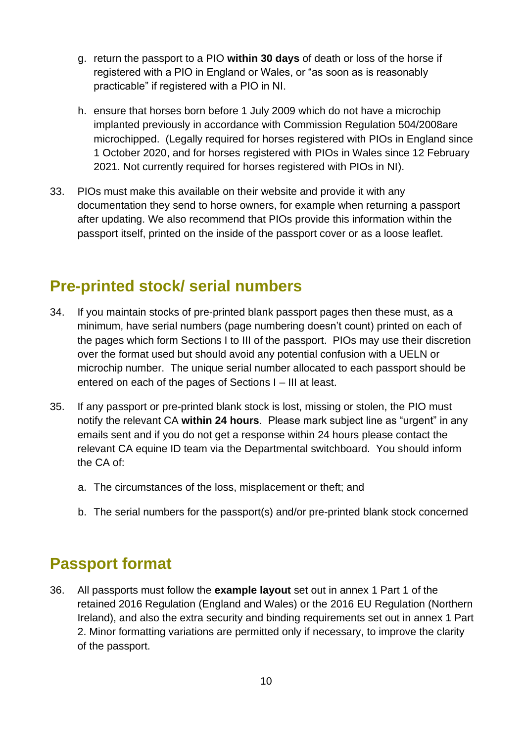g. return the passport to a PIO **within 30 days** of death or loss of the horse if registered with a PIO in England or Wales, or "as soon as is reasonably practicable" if registered with a PIO in NI.

h. ensure that horses born before 1 July 2009 which do not have a microchip implanted previously in accordance with Commission Regulation 504/2008are microchipped. (Legally required for horses registered with PIOs in England since 1 October 2020, and for horses registered with PIOs in Wales since 12 February 2021. Not currently required for horses registered with PIOs in NI).

33. PIOs must make this available on their website and provide it with any documentation they send to horse owners, for example when returning a passport after updating. We also recommend that PIOs provide this information within the passport itself, printed on the inside of the passport cover or as a loose leaflet.

## Pre-printed stock/ serial numbers

34. If you maintain stocks of pre-printed blank passport pages then these must, as a minimum, have serial numbers (page numbering doesn't count) printed on each of the pages which form Sections I to III of the passport. PIOs may use their discretion over the format used but should avoid any potential confusion with a UELN or microchip number. The unique serial number allocated to each passport should be entered on each of the pages of Sections I – III at least.

35. If any passport or pre-printed blank stock is lost, missing or stolen, the PIO must notify the relevant CA **within 24 hours**. Please mark subject line as "urgent" in any emails sent and if you do not get a response within 24 hours please contact the relevant CA equine ID team via the Departmental switchboard. You should inform the CA of:

    a. The circumstances of the loss, misplacement or theft; and

    b. The serial numbers for the passport(s) and/or pre-printed blank stock concerned

## Passport format

36. All passports must follow the **example layout** set out in annex 1 Part 1 of the retained 2016 Regulation (England and Wales) or the 2016 EU Regulation (Northern Ireland), and also the extra security and binding requirements set out in annex 1 Part 2. Minor formatting variations are permitted only if necessary, to improve the clarity of the passport.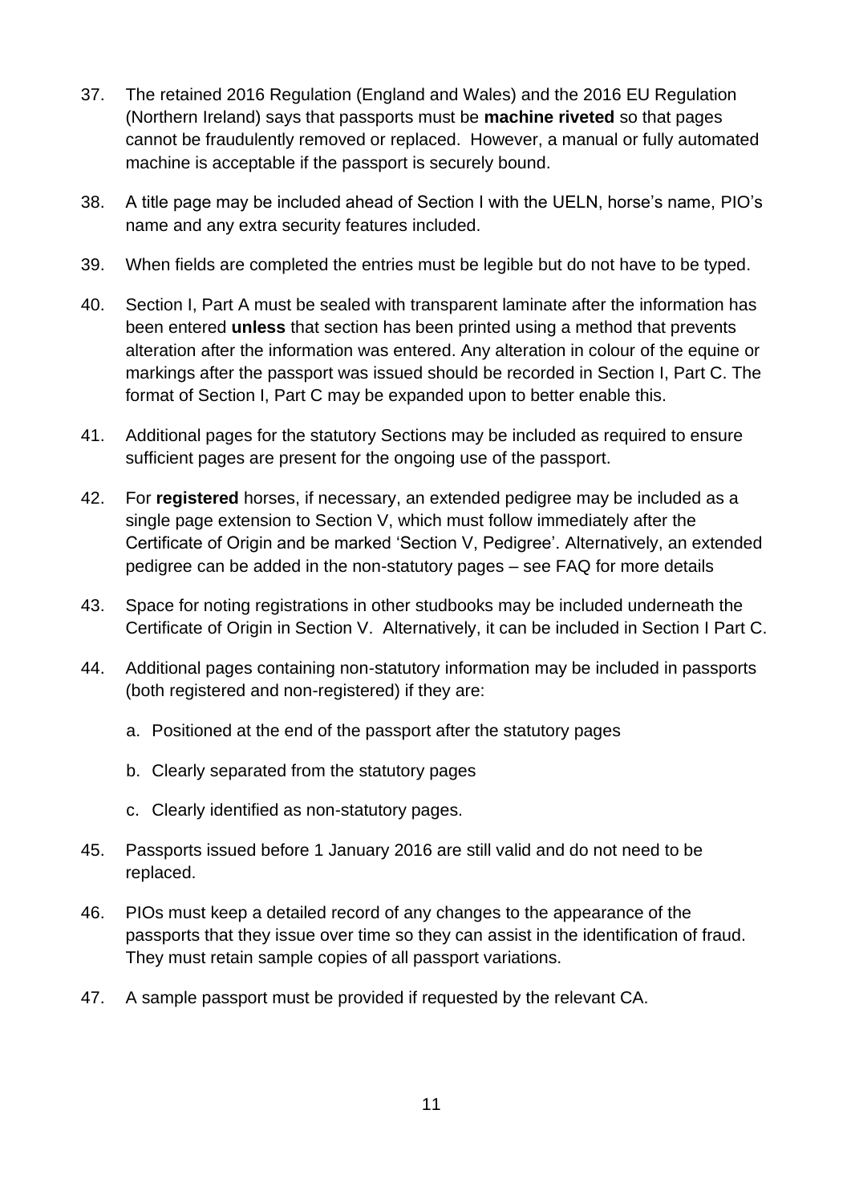37. The retained 2016 Regulation (England and Wales) and the 2016 EU Regulation (Northern Ireland) says that passports must be **machine riveted** so that pages cannot be fraudulently removed or replaced. However, a manual or fully automated machine is acceptable if the passport is securely bound.

38. A title page may be included ahead of Section I with the UELN, horse's name, PIO's name and any extra security features included.

39. When fields are completed the entries must be legible but do not have to be typed.

40. Section I, Part A must be sealed with transparent laminate after the information has been entered **unless** that section has been printed using a method that prevents alteration after the information was entered. Any alteration in colour of the equine or markings after the passport was issued should be recorded in Section I, Part C. The format of Section I, Part C may be expanded upon to better enable this.

41. Additional pages for the statutory Sections may be included as required to ensure sufficient pages are present for the ongoing use of the passport.

42. For **registered** horses, if necessary, an extended pedigree may be included as a single page extension to Section V, which must follow immediately after the Certificate of Origin and be marked 'Section V, Pedigree'. Alternatively, an extended pedigree can be added in the non-statutory pages – see FAQ for more details

43. Space for noting registrations in other studbooks may be included underneath the Certificate of Origin in Section V. Alternatively, it can be included in Section I Part C.

44. Additional pages containing non-statutory information may be included in passports (both registered and non-registered) if they are:

    a. Positioned at the end of the passport after the statutory pages

    b. Clearly separated from the statutory pages

    c. Clearly identified as non-statutory pages.

45. Passports issued before 1 January 2016 are still valid and do not need to be replaced.

46. PIOs must keep a detailed record of any changes to the appearance of the passports that they issue over time so they can assist in the identification of fraud. They must retain sample copies of all passport variations.

47. A sample passport must be provided if requested by the relevant CA.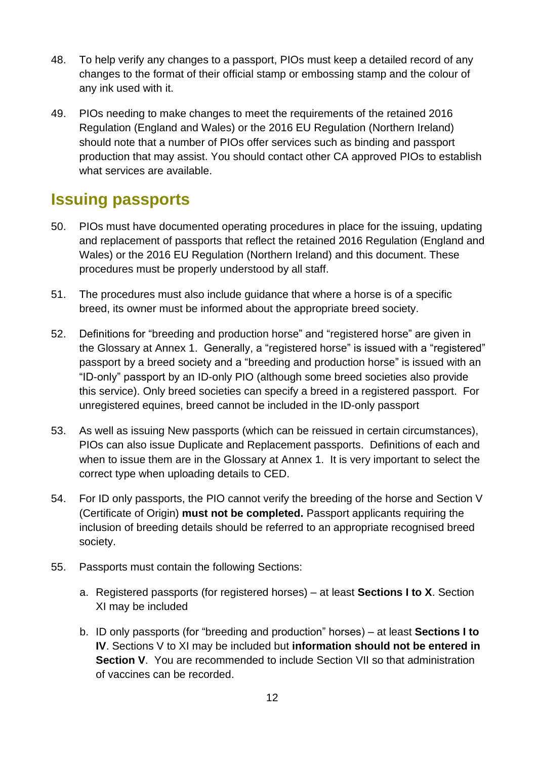48. To help verify any changes to a passport, PIOs must keep a detailed record of any changes to the format of their official stamp or embossing stamp and the colour of any ink used with it.

49. PIOs needing to make changes to meet the requirements of the retained 2016 Regulation (England and Wales) or the 2016 EU Regulation (Northern Ireland) should note that a number of PIOs offer services such as binding and passport production that may assist. You should contact other CA approved PIOs to establish what services are available.

## Issuing passports

50. PIOs must have documented operating procedures in place for the issuing, updating and replacement of passports that reflect the retained 2016 Regulation (England and Wales) or the 2016 EU Regulation (Northern Ireland) and this document. These procedures must be properly understood by all staff.

51. The procedures must also include guidance that where a horse is of a specific breed, its owner must be informed about the appropriate breed society.

52. Definitions for "breeding and production horse" and "registered horse" are given in the Glossary at Annex 1. Generally, a "registered horse" is issued with a "registered" passport by a breed society and a "breeding and production horse" is issued with an "ID-only" passport by an ID-only PIO (although some breed societies also provide this service). Only breed societies can specify a breed in a registered passport. For unregistered equines, breed cannot be included in the ID-only passport

53. As well as issuing New passports (which can be reissued in certain circumstances), PIOs can also issue Duplicate and Replacement passports. Definitions of each and when to issue them are in the Glossary at Annex 1. It is very important to select the correct type when uploading details to CED.

54. For ID only passports, the PIO cannot verify the breeding of the horse and Section V (Certificate of Origin) **must not be completed.** Passport applicants requiring the inclusion of breeding details should be referred to an appropriate recognised breed society.

55. Passports must contain the following Sections:

    a. Registered passports (for registered horses) – at least **Sections I to X**. Section XI may be included

    b. ID only passports (for "breeding and production" horses) – at least **Sections I to IV**. Sections V to XI may be included but **information should not be entered in Section V**. You are recommended to include Section VII so that administration of vaccines can be recorded.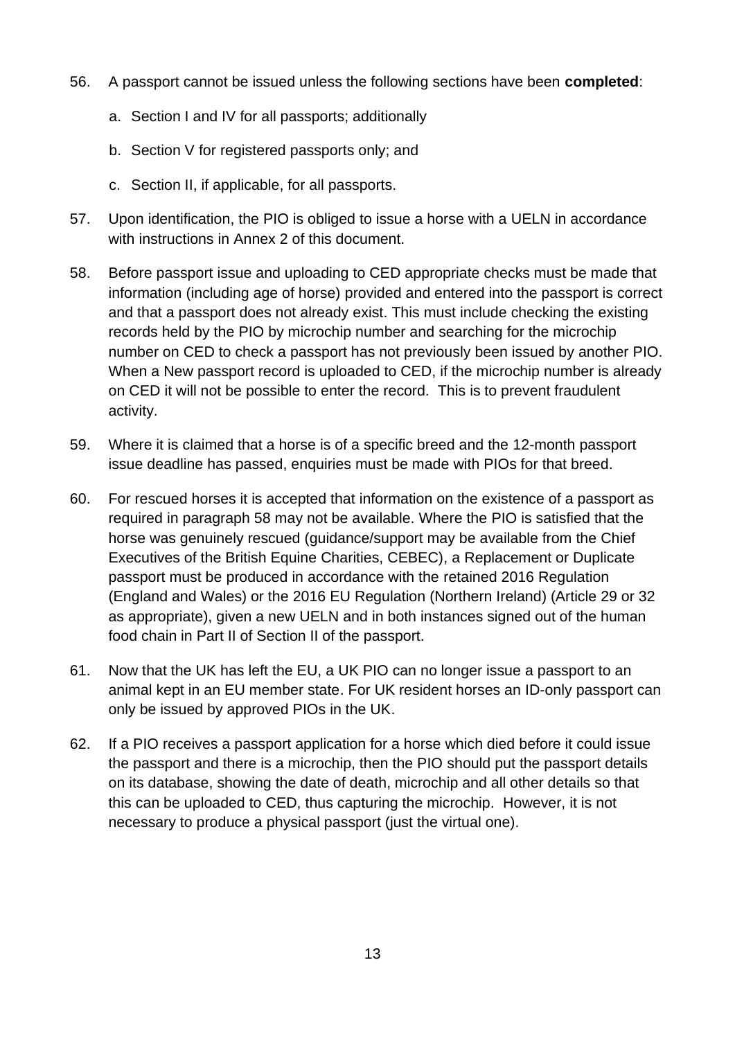56. A passport cannot be issued unless the following sections have been **completed**:

    a. Section I and IV for all passports; additionally

    b. Section V for registered passports only; and

    c. Section II, if applicable, for all passports.

57. Upon identification, the PIO is obliged to issue a horse with a UELN in accordance with instructions in Annex 2 of this document.

58. Before passport issue and uploading to CED appropriate checks must be made that information (including age of horse) provided and entered into the passport is correct and that a passport does not already exist. This must include checking the existing records held by the PIO by microchip number and searching for the microchip number on CED to check a passport has not previously been issued by another PIO. When a New passport record is uploaded to CED, if the microchip number is already on CED it will not be possible to enter the record. This is to prevent fraudulent activity.

59. Where it is claimed that a horse is of a specific breed and the 12-month passport issue deadline has passed, enquiries must be made with PIOs for that breed.

60. For rescued horses it is accepted that information on the existence of a passport as required in paragraph 58 may not be available. Where the PIO is satisfied that the horse was genuinely rescued (guidance/support may be available from the Chief Executives of the British Equine Charities, CEBEC), a Replacement or Duplicate passport must be produced in accordance with the retained 2016 Regulation (England and Wales) or the 2016 EU Regulation (Northern Ireland) (Article 29 or 32 as appropriate), given a new UELN and in both instances signed out of the human food chain in Part II of Section II of the passport.

61. Now that the UK has left the EU, a UK PIO can no longer issue a passport to an animal kept in an EU member state. For UK resident horses an ID-only passport can only be issued by approved PIOs in the UK.

62. If a PIO receives a passport application for a horse which died before it could issue the passport and there is a microchip, then the PIO should put the passport details on its database, showing the date of death, microchip and all other details so that this can be uploaded to CED, thus capturing the microchip. However, it is not necessary to produce a physical passport (just the virtual one).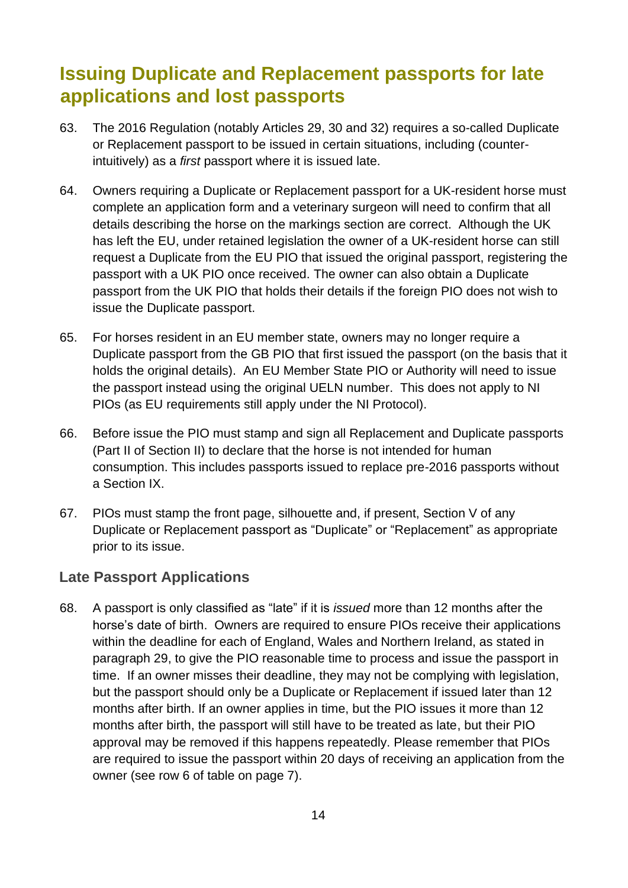## Issuing Duplicate and Replacement passports for late applications and lost passports

63. The 2016 Regulation (notably Articles 29, 30 and 32) requires a so-called Duplicate or Replacement passport to be issued in certain situations, including (counter-intuitively) as a *first* passport where it is issued late.

64. Owners requiring a Duplicate or Replacement passport for a UK-resident horse must complete an application form and a veterinary surgeon will need to confirm that all details describing the horse on the markings section are correct. Although the UK has left the EU, under retained legislation the owner of a UK-resident horse can still request a Duplicate from the EU PIO that issued the original passport, registering the passport with a UK PIO once received. The owner can also obtain a Duplicate passport from the UK PIO that holds their details if the foreign PIO does not wish to issue the Duplicate passport.

65. For horses resident in an EU member state, owners may no longer require a Duplicate passport from the GB PIO that first issued the passport (on the basis that it holds the original details). An EU Member State PIO or Authority will need to issue the passport instead using the original UELN number. This does not apply to NI PIOs (as EU requirements still apply under the NI Protocol).

66. Before issue the PIO must stamp and sign all Replacement and Duplicate passports (Part II of Section II) to declare that the horse is not intended for human consumption. This includes passports issued to replace pre-2016 passports without a Section IX.

67. PIOs must stamp the front page, silhouette and, if present, Section V of any Duplicate or Replacement passport as “Duplicate” or “Replacement” as appropriate prior to its issue.

### Late Passport Applications

68. A passport is only classified as “late” if it is *issued* more than 12 months after the horse’s date of birth. Owners are required to ensure PIOs receive their applications within the deadline for each of England, Wales and Northern Ireland, as stated in paragraph 29, to give the PIO reasonable time to process and issue the passport in time. If an owner misses their deadline, they may not be complying with legislation, but the passport should only be a Duplicate or Replacement if issued later than 12 months after birth. If an owner applies in time, but the PIO issues it more than 12 months after birth, the passport will still have to be treated as late, but their PIO approval may be removed if this happens repeatedly. Please remember that PIOs are required to issue the passport within 20 days of receiving an application from the owner (see row 6 of table on page 7).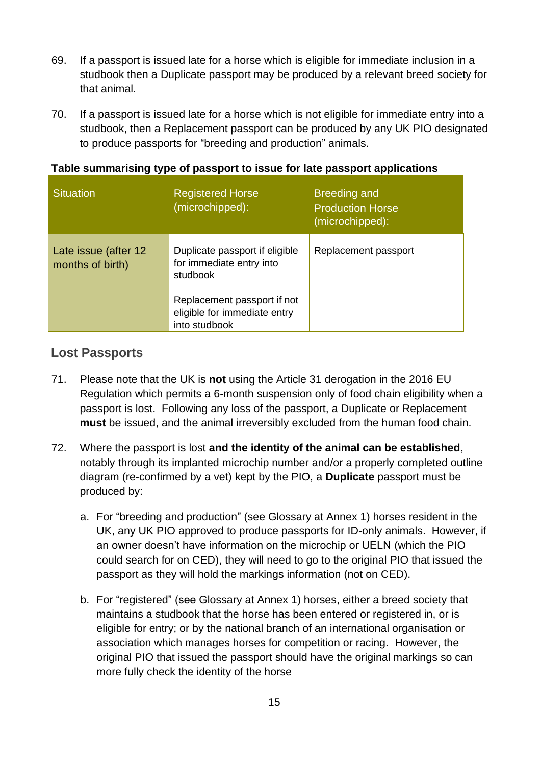69. If a passport is issued late for a horse which is eligible for immediate inclusion in a studbook then a Duplicate passport may be produced by a relevant breed society for that animal.

70. If a passport is issued late for a horse which is not eligible for immediate entry into a studbook, then a Replacement passport can be produced by any UK PIO designated to produce passports for "breeding and production" animals.

**Table summarising type of passport to issue for late passport applications**

| Situation | Registered Horse (microchipped): | Breeding and Production Horse (microchipped): |
| --- | --- | --- |
| Late issue (after 12 months of birth) | Duplicate passport if eligible for immediate entry into studbook<br><br>Replacement passport if not eligible for immediate entry into studbook | Replacement passport |

## Lost Passports

71. Please note that the UK is **not** using the Article 31 derogation in the 2016 EU Regulation which permits a 6-month suspension only of food chain eligibility when a passport is lost. Following any loss of the passport, a Duplicate or Replacement **must** be issued, and the animal irreversibly excluded from the human food chain.

72. Where the passport is lost **and the identity of the animal can be established**, notably through its implanted microchip number and/or a properly completed outline diagram (re-confirmed by a vet) kept by the PIO, a **Duplicate** passport must be produced by:

    a. For "breeding and production" (see Glossary at Annex 1) horses resident in the UK, any UK PIO approved to produce passports for ID-only animals. However, if an owner doesn't have information on the microchip or UELN (which the PIO could search for on CED), they will need to go to the original PIO that issued the passport as they will hold the markings information (not on CED).

    b. For "registered" (see Glossary at Annex 1) horses, either a breed society that maintains a studbook that the horse has been entered or registered in, or is eligible for entry; or by the national branch of an international organisation or association which manages horses for competition or racing. However, the original PIO that issued the passport should have the original markings so can more fully check the identity of the horse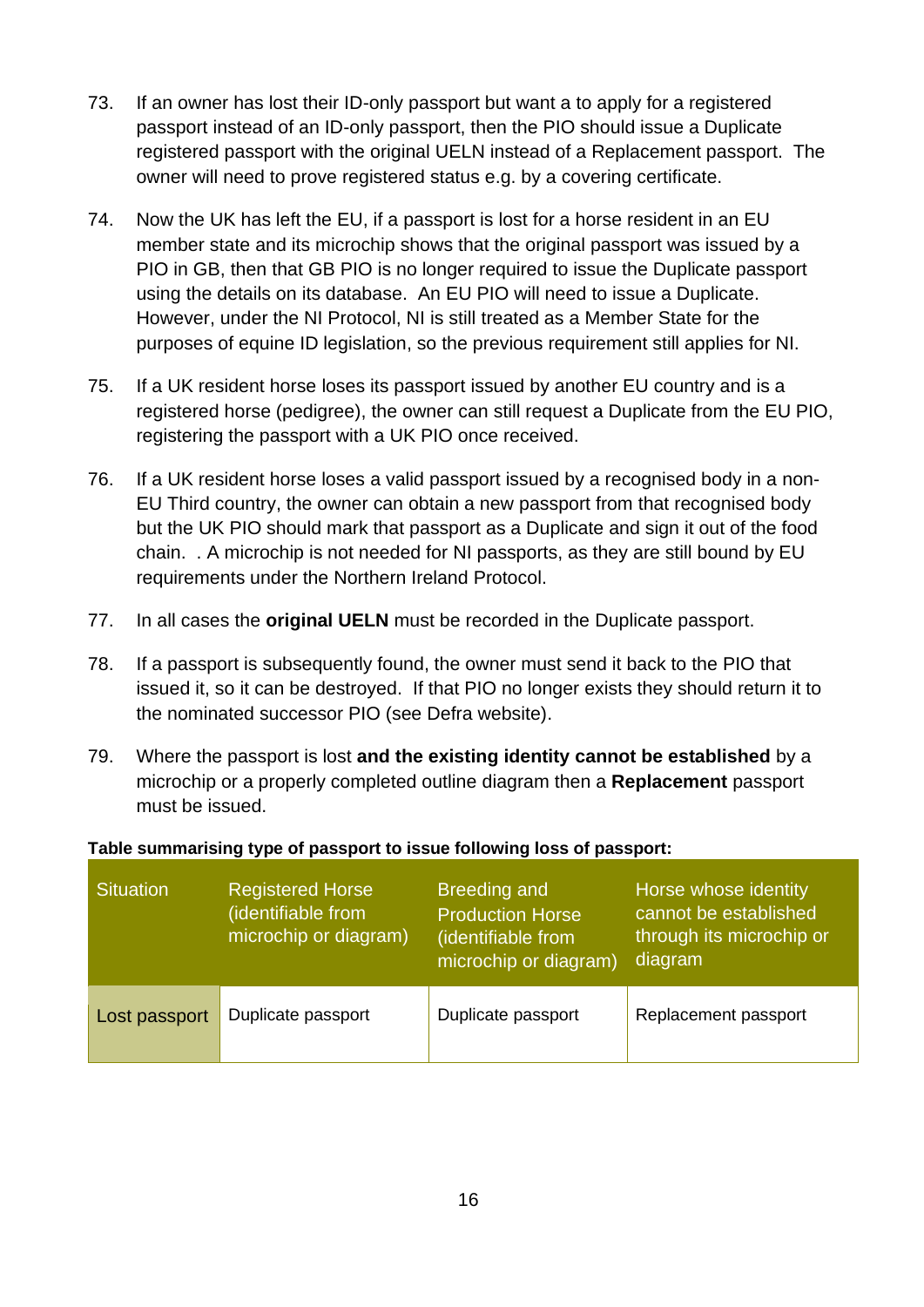73. If an owner has lost their ID-only passport but want a to apply for a registered passport instead of an ID-only passport, then the PIO should issue a Duplicate registered passport with the original UELN instead of a Replacement passport. The owner will need to prove registered status e.g. by a covering certificate.

74. Now the UK has left the EU, if a passport is lost for a horse resident in an EU member state and its microchip shows that the original passport was issued by a PIO in GB, then that GB PIO is no longer required to issue the Duplicate passport using the details on its database. An EU PIO will need to issue a Duplicate. However, under the NI Protocol, NI is still treated as a Member State for the purposes of equine ID legislation, so the previous requirement still applies for NI.

75. If a UK resident horse loses its passport issued by another EU country and is a registered horse (pedigree), the owner can still request a Duplicate from the EU PIO, registering the passport with a UK PIO once received.

76. If a UK resident horse loses a valid passport issued by a recognised body in a non-EU Third country, the owner can obtain a new passport from that recognised body but the UK PIO should mark that passport as a Duplicate and sign it out of the food chain. . A microchip is not needed for NI passports, as they are still bound by EU requirements under the Northern Ireland Protocol.

77. In all cases the **original UELN** must be recorded in the Duplicate passport.

78. If a passport is subsequently found, the owner must send it back to the PIO that issued it, so it can be destroyed. If that PIO no longer exists they should return it to the nominated successor PIO (see Defra website).

79. Where the passport is lost **and the existing identity cannot be established** by a microchip or a properly completed outline diagram then a **Replacement** passport must be issued.

**Table summarising type of passport to issue following loss of passport:**

| Situation | Registered Horse (identifiable from microchip or diagram) | Breeding and Production Horse (identifiable from microchip or diagram) | Horse whose identity cannot be established through its microchip or diagram |
|---|---|---|---|
| Lost passport | Duplicate passport | Duplicate passport | Replacement passport |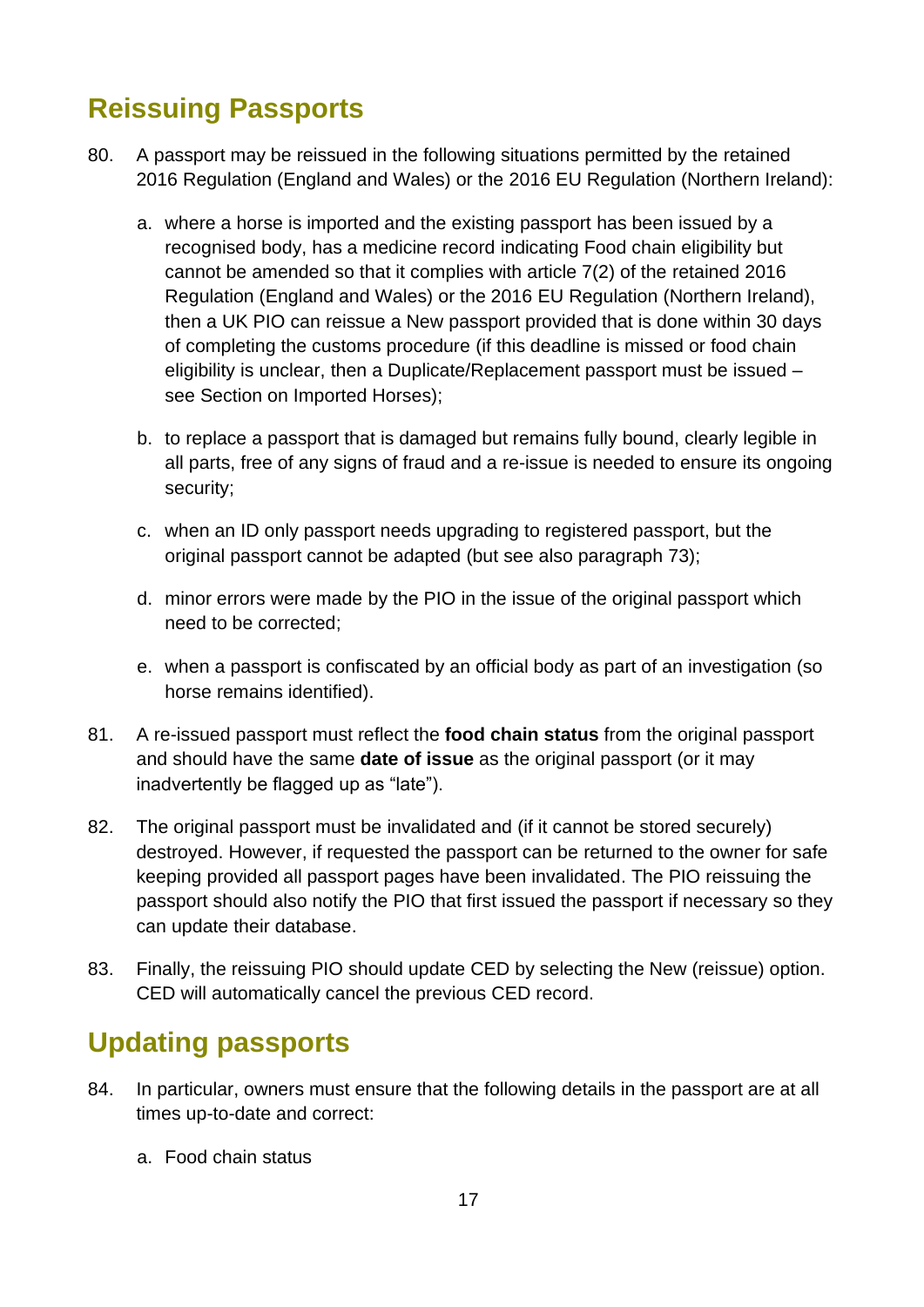## Reissuing Passports

80. A passport may be reissued in the following situations permitted by the retained 2016 Regulation (England and Wales) or the 2016 EU Regulation (Northern Ireland):

    a. where a horse is imported and the existing passport has been issued by a recognised body, has a medicine record indicating Food chain eligibility but cannot be amended so that it complies with article 7(2) of the retained 2016 Regulation (England and Wales) or the 2016 EU Regulation (Northern Ireland), then a UK PIO can reissue a New passport provided that is done within 30 days of completing the customs procedure (if this deadline is missed or food chain eligibility is unclear, then a Duplicate/Replacement passport must be issued – see Section on Imported Horses);

    b. to replace a passport that is damaged but remains fully bound, clearly legible in all parts, free of any signs of fraud and a re-issue is needed to ensure its ongoing security;

    c. when an ID only passport needs upgrading to registered passport, but the original passport cannot be adapted (but see also paragraph 73);

    d. minor errors were made by the PIO in the issue of the original passport which need to be corrected;

    e. when a passport is confiscated by an official body as part of an investigation (so horse remains identified).

81. A re-issued passport must reflect the **food chain status** from the original passport and should have the same **date of issue** as the original passport (or it may inadvertently be flagged up as "late").

82. The original passport must be invalidated and (if it cannot be stored securely) destroyed. However, if requested the passport can be returned to the owner for safe keeping provided all passport pages have been invalidated. The PIO reissuing the passport should also notify the PIO that first issued the passport if necessary so they can update their database.

83. Finally, the reissuing PIO should update CED by selecting the New (reissue) option. CED will automatically cancel the previous CED record.

## Updating passports

84. In particular, owners must ensure that the following details in the passport are at all times up-to-date and correct:

    a. Food chain status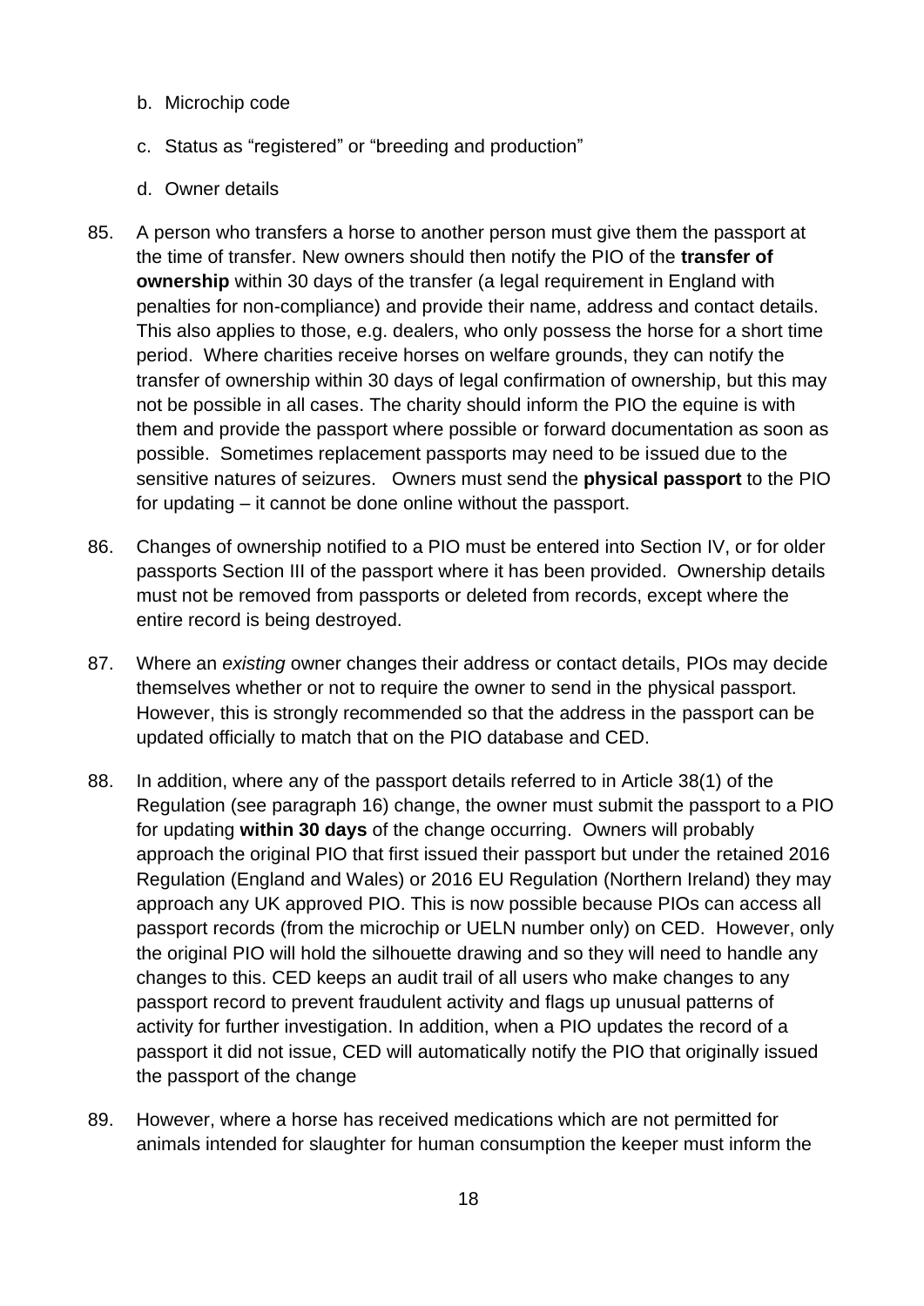b. Microchip code

c. Status as “registered” or “breeding and production”

d. Owner details

85. A person who transfers a horse to another person must give them the passport at the time of transfer. New owners should then notify the PIO of the **transfer of ownership** within 30 days of the transfer (a legal requirement in England with penalties for non-compliance) and provide their name, address and contact details. This also applies to those, e.g. dealers, who only possess the horse for a short time period. Where charities receive horses on welfare grounds, they can notify the transfer of ownership within 30 days of legal confirmation of ownership, but this may not be possible in all cases. The charity should inform the PIO the equine is with them and provide the passport where possible or forward documentation as soon as possible. Sometimes replacement passports may need to be issued due to the sensitive natures of seizures. Owners must send the **physical passport** to the PIO for updating – it cannot be done online without the passport.

86. Changes of ownership notified to a PIO must be entered into Section IV, or for older passports Section III of the passport where it has been provided. Ownership details must not be removed from passports or deleted from records, except where the entire record is being destroyed.

87. Where an *existing* owner changes their address or contact details, PIOs may decide themselves whether or not to require the owner to send in the physical passport. However, this is strongly recommended so that the address in the passport can be updated officially to match that on the PIO database and CED.

88. In addition, where any of the passport details referred to in Article 38(1) of the Regulation (see paragraph 16) change, the owner must submit the passport to a PIO for updating **within 30 days** of the change occurring. Owners will probably approach the original PIO that first issued their passport but under the retained 2016 Regulation (England and Wales) or 2016 EU Regulation (Northern Ireland) they may approach any UK approved PIO. This is now possible because PIOs can access all passport records (from the microchip or UELN number only) on CED. However, only the original PIO will hold the silhouette drawing and so they will need to handle any changes to this. CED keeps an audit trail of all users who make changes to any passport record to prevent fraudulent activity and flags up unusual patterns of activity for further investigation. In addition, when a PIO updates the record of a passport it did not issue, CED will automatically notify the PIO that originally issued the passport of the change

89. However, where a horse has received medications which are not permitted for animals intended for slaughter for human consumption the keeper must inform the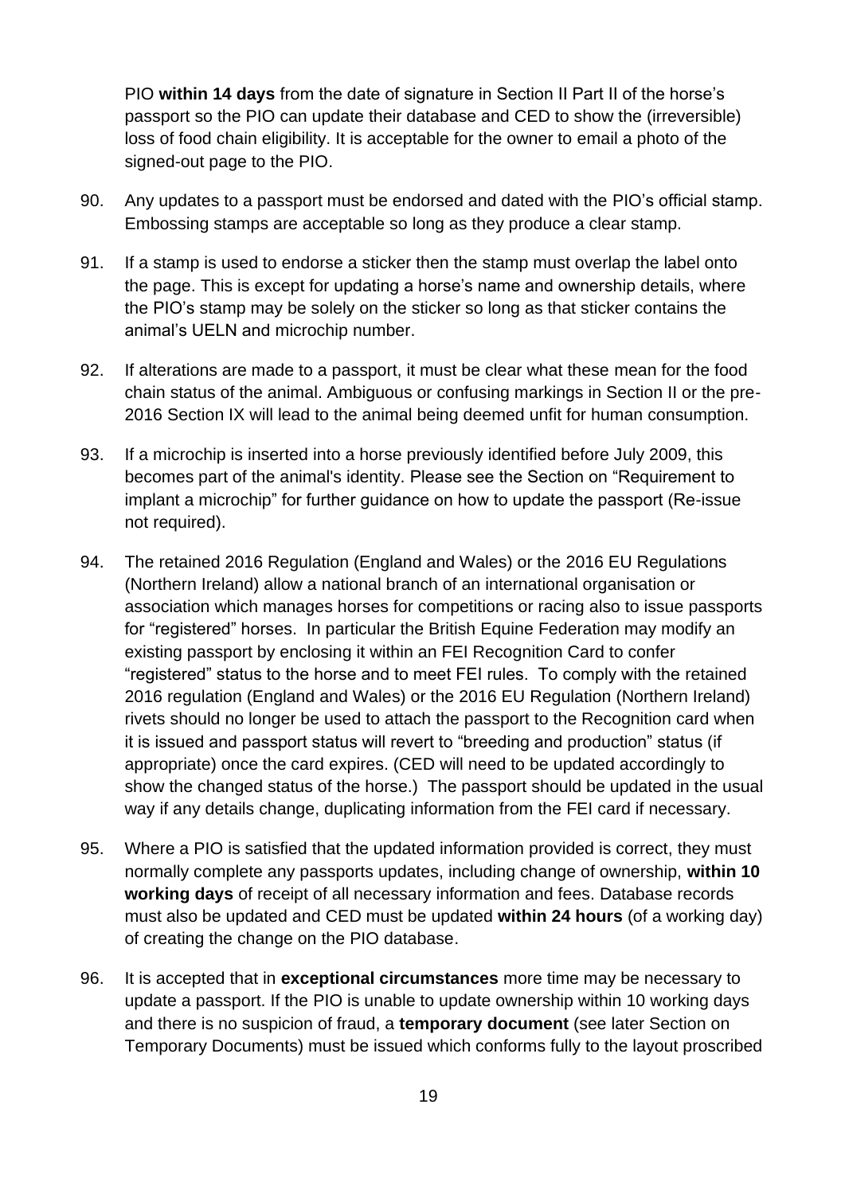PIO **within 14 days** from the date of signature in Section II Part II of the horse's passport so the PIO can update their database and CED to show the (irreversible) loss of food chain eligibility. It is acceptable for the owner to email a photo of the signed-out page to the PIO.

90. Any updates to a passport must be endorsed and dated with the PIO's official stamp. Embossing stamps are acceptable so long as they produce a clear stamp.

91. If a stamp is used to endorse a sticker then the stamp must overlap the label onto the page. This is except for updating a horse's name and ownership details, where the PIO's stamp may be solely on the sticker so long as that sticker contains the animal's UELN and microchip number.

92. If alterations are made to a passport, it must be clear what these mean for the food chain status of the animal. Ambiguous or confusing markings in Section II or the pre-2016 Section IX will lead to the animal being deemed unfit for human consumption.

93. If a microchip is inserted into a horse previously identified before July 2009, this becomes part of the animal's identity. Please see the Section on "Requirement to implant a microchip" for further guidance on how to update the passport (Re-issue not required).

94. The retained 2016 Regulation (England and Wales) or the 2016 EU Regulations (Northern Ireland) allow a national branch of an international organisation or association which manages horses for competitions or racing also to issue passports for "registered" horses. In particular the British Equine Federation may modify an existing passport by enclosing it within an FEI Recognition Card to confer "registered" status to the horse and to meet FEI rules. To comply with the retained 2016 regulation (England and Wales) or the 2016 EU Regulation (Northern Ireland) rivets should no longer be used to attach the passport to the Recognition card when it is issued and passport status will revert to "breeding and production" status (if appropriate) once the card expires. (CED will need to be updated accordingly to show the changed status of the horse.) The passport should be updated in the usual way if any details change, duplicating information from the FEI card if necessary.

95. Where a PIO is satisfied that the updated information provided is correct, they must normally complete any passports updates, including change of ownership, **within 10 working days** of receipt of all necessary information and fees. Database records must also be updated and CED must be updated **within 24 hours** (of a working day) of creating the change on the PIO database.

96. It is accepted that in **exceptional circumstances** more time may be necessary to update a passport. If the PIO is unable to update ownership within 10 working days and there is no suspicion of fraud, a **temporary document** (see later Section on Temporary Documents) must be issued which conforms fully to the layout proscribed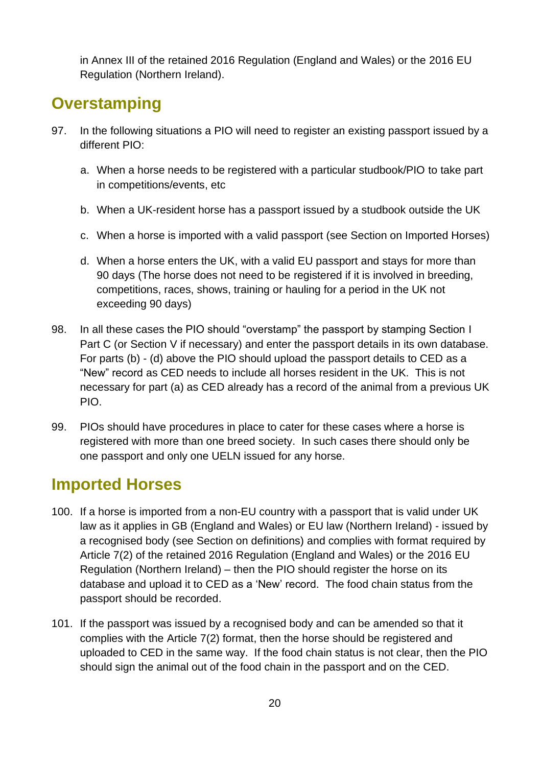in Annex III of the retained 2016 Regulation (England and Wales) or the 2016 EU Regulation (Northern Ireland).

## Overstamping

97. In the following situations a PIO will need to register an existing passport issued by a different PIO:

    a. When a horse needs to be registered with a particular studbook/PIO to take part in competitions/events, etc

    b. When a UK-resident horse has a passport issued by a studbook outside the UK

    c. When a horse is imported with a valid passport (see Section on Imported Horses)

    d. When a horse enters the UK, with a valid EU passport and stays for more than 90 days (The horse does not need to be registered if it is involved in breeding, competitions, races, shows, training or hauling for a period in the UK not exceeding 90 days)

98. In all these cases the PIO should "overstamp" the passport by stamping Section I Part C (or Section V if necessary) and enter the passport details in its own database. For parts (b) - (d) above the PIO should upload the passport details to CED as a "New" record as CED needs to include all horses resident in the UK. This is not necessary for part (a) as CED already has a record of the animal from a previous UK PIO.

99. PIOs should have procedures in place to cater for these cases where a horse is registered with more than one breed society. In such cases there should only be one passport and only one UELN issued for any horse.

## Imported Horses

100. If a horse is imported from a non-EU country with a passport that is valid under UK law as it applies in GB (England and Wales) or EU law (Northern Ireland) - issued by a recognised body (see Section on definitions) and complies with format required by Article 7(2) of the retained 2016 Regulation (England and Wales) or the 2016 EU Regulation (Northern Ireland) – then the PIO should register the horse on its database and upload it to CED as a 'New' record. The food chain status from the passport should be recorded.

101. If the passport was issued by a recognised body and can be amended so that it complies with the Article 7(2) format, then the horse should be registered and uploaded to CED in the same way. If the food chain status is not clear, then the PIO should sign the animal out of the food chain in the passport and on the CED.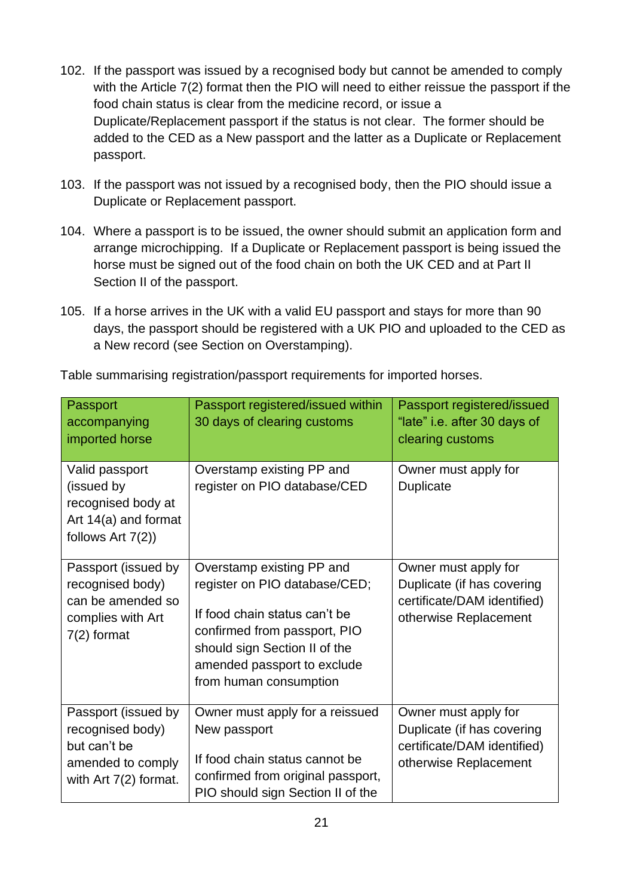102. If the passport was issued by a recognised body but cannot be amended to comply with the Article 7(2) format then the PIO will need to either reissue the passport if the food chain status is clear from the medicine record, or issue a Duplicate/Replacement passport if the status is not clear. The former should be added to the CED as a New passport and the latter as a Duplicate or Replacement passport.

103. If the passport was not issued by a recognised body, then the PIO should issue a Duplicate or Replacement passport.

104. Where a passport is to be issued, the owner should submit an application form and arrange microchipping. If a Duplicate or Replacement passport is being issued the horse must be signed out of the food chain on both the UK CED and at Part II Section II of the passport.

105. If a horse arrives in the UK with a valid EU passport and stays for more than 90 days, the passport should be registered with a UK PIO and uploaded to the CED as a New record (see Section on Overstamping).

Table summarising registration/passport requirements for imported horses.

| Passport accompanying imported horse | Passport registered/issued within 30 days of clearing customs | Passport registered/issued "late" i.e. after 30 days of clearing customs |
| --- | --- | --- |
| Valid passport (issued by recognised body at Art 14(a) and format follows Art 7(2)) | Overstamp existing PP and register on PIO database/CED | Owner must apply for Duplicate |
| Passport (issued by recognised body) can be amended so complies with Art 7(2) format | Overstamp existing PP and register on PIO database/CED; If food chain status can't be confirmed from passport, PIO should sign Section II of the amended passport to exclude from human consumption | Owner must apply for Duplicate (if has covering certificate/DAM identified) otherwise Replacement |
| Passport (issued by recognised body) but can't be amended to comply with Art 7(2) format. | Owner must apply for a reissued New passport If food chain status cannot be confirmed from original passport, PIO should sign Section II of the | Owner must apply for Duplicate (if has covering certificate/DAM identified) otherwise Replacement |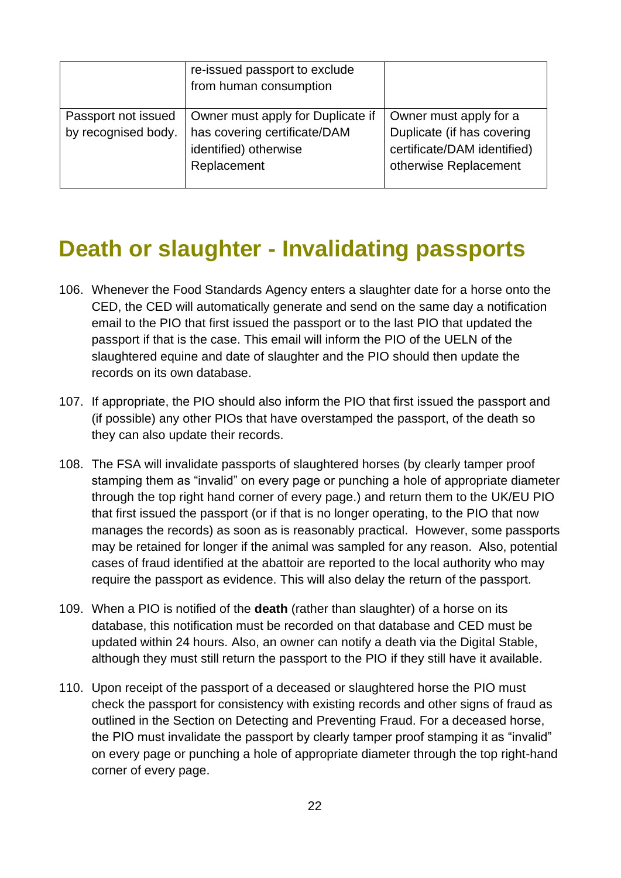| | | |
|---|---|---|
| | re-issued passport to exclude from human consumption | |
| Passport not issued by recognised body. | Owner must apply for Duplicate if has covering certificate/DAM identified) otherwise Replacement | Owner must apply for a Duplicate (if has covering certificate/DAM identified) otherwise Replacement |

## Death or slaughter - Invalidating passports

106. Whenever the Food Standards Agency enters a slaughter date for a horse onto the CED, the CED will automatically generate and send on the same day a notification email to the PIO that first issued the passport or to the last PIO that updated the passport if that is the case. This email will inform the PIO of the UELN of the slaughtered equine and date of slaughter and the PIO should then update the records on its own database.

107. If appropriate, the PIO should also inform the PIO that first issued the passport and (if possible) any other PIOs that have overstamped the passport, of the death so they can also update their records.

108. The FSA will invalidate passports of slaughtered horses (by clearly tamper proof stamping them as "invalid" on every page or punching a hole of appropriate diameter through the top right hand corner of every page.) and return them to the UK/EU PIO that first issued the passport (or if that is no longer operating, to the PIO that now manages the records) as soon as is reasonably practical. However, some passports may be retained for longer if the animal was sampled for any reason. Also, potential cases of fraud identified at the abattoir are reported to the local authority who may require the passport as evidence. This will also delay the return of the passport.

109. When a PIO is notified of the **death** (rather than slaughter) of a horse on its database, this notification must be recorded on that database and CED must be updated within 24 hours. Also, an owner can notify a death via the Digital Stable, although they must still return the passport to the PIO if they still have it available.

110. Upon receipt of the passport of a deceased or slaughtered horse the PIO must check the passport for consistency with existing records and other signs of fraud as outlined in the Section on Detecting and Preventing Fraud. For a deceased horse, the PIO must invalidate the passport by clearly tamper proof stamping it as "invalid" on every page or punching a hole of appropriate diameter through the top right-hand corner of every page.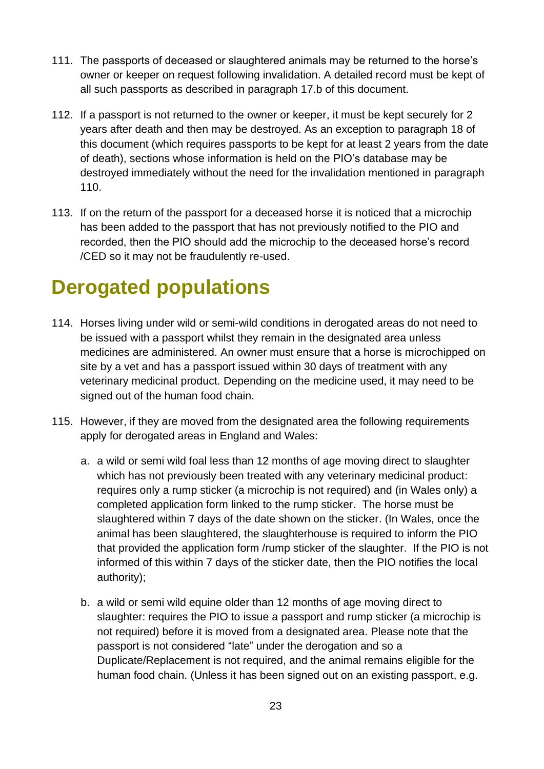111. The passports of deceased or slaughtered animals may be returned to the horse's owner or keeper on request following invalidation. A detailed record must be kept of all such passports as described in paragraph 17.b of this document.

112. If a passport is not returned to the owner or keeper, it must be kept securely for 2 years after death and then may be destroyed. As an exception to paragraph 18 of this document (which requires passports to be kept for at least 2 years from the date of death), sections whose information is held on the PIO's database may be destroyed immediately without the need for the invalidation mentioned in paragraph 110.

113. If on the return of the passport for a deceased horse it is noticed that a microchip has been added to the passport that has not previously notified to the PIO and recorded, then the PIO should add the microchip to the deceased horse's record /CED so it may not be fraudulently re-used.

# Derogated populations

114. Horses living under wild or semi-wild conditions in derogated areas do not need to be issued with a passport whilst they remain in the designated area unless medicines are administered. An owner must ensure that a horse is microchipped on site by a vet and has a passport issued within 30 days of treatment with any veterinary medicinal product. Depending on the medicine used, it may need to be signed out of the human food chain.

115. However, if they are moved from the designated area the following requirements apply for derogated areas in England and Wales:

    a. a wild or semi wild foal less than 12 months of age moving direct to slaughter which has not previously been treated with any veterinary medicinal product: requires only a rump sticker (a microchip is not required) and (in Wales only) a completed application form linked to the rump sticker. The horse must be slaughtered within 7 days of the date shown on the sticker. (In Wales, once the animal has been slaughtered, the slaughterhouse is required to inform the PIO that provided the application form /rump sticker of the slaughter. If the PIO is not informed of this within 7 days of the sticker date, then the PIO notifies the local authority);

    b. a wild or semi wild equine older than 12 months of age moving direct to slaughter: requires the PIO to issue a passport and rump sticker (a microchip is not required) before it is moved from a designated area. Please note that the passport is not considered "late" under the derogation and so a Duplicate/Replacement is not required, and the animal remains eligible for the human food chain. (Unless it has been signed out on an existing passport, e.g.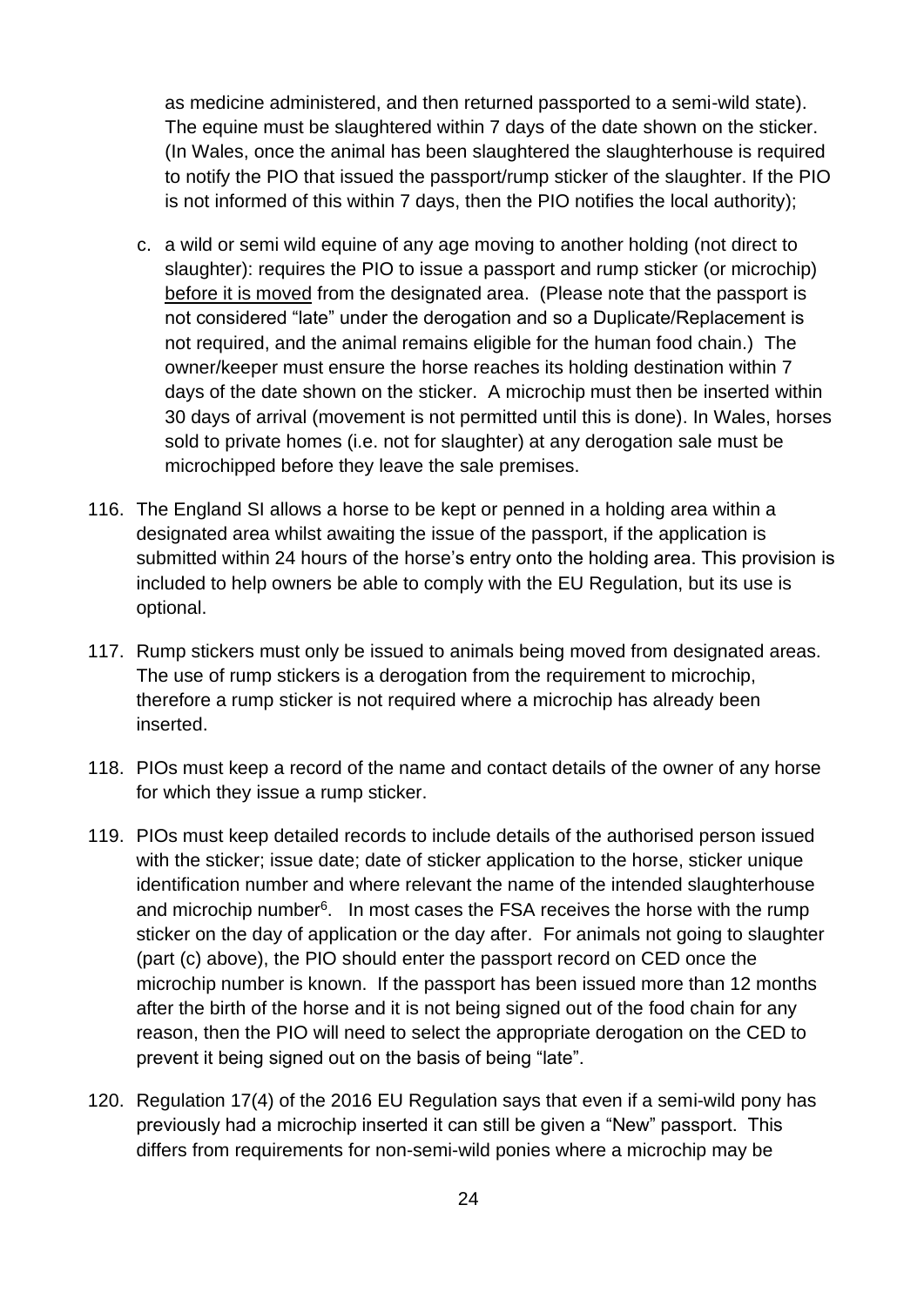as medicine administered, and then returned passported to a semi-wild state). The equine must be slaughtered within 7 days of the date shown on the sticker. (In Wales, once the animal has been slaughtered the slaughterhouse is required to notify the PIO that issued the passport/rump sticker of the slaughter. If the PIO is not informed of this within 7 days, then the PIO notifies the local authority);

c. a wild or semi wild equine of any age moving to another holding (not direct to slaughter): requires the PIO to issue a passport and rump sticker (or microchip) before it is moved from the designated area. (Please note that the passport is not considered "late" under the derogation and so a Duplicate/Replacement is not required, and the animal remains eligible for the human food chain.) The owner/keeper must ensure the horse reaches its holding destination within 7 days of the date shown on the sticker. A microchip must then be inserted within 30 days of arrival (movement is not permitted until this is done). In Wales, horses sold to private homes (i.e. not for slaughter) at any derogation sale must be microchipped before they leave the sale premises.

116. The England SI allows a horse to be kept or penned in a holding area within a designated area whilst awaiting the issue of the passport, if the application is submitted within 24 hours of the horse's entry onto the holding area. This provision is included to help owners be able to comply with the EU Regulation, but its use is optional.

117. Rump stickers must only be issued to animals being moved from designated areas. The use of rump stickers is a derogation from the requirement to microchip, therefore a rump sticker is not required where a microchip has already been inserted.

118. PIOs must keep a record of the name and contact details of the owner of any horse for which they issue a rump sticker.

119. PIOs must keep detailed records to include details of the authorised person issued with the sticker; issue date; date of sticker application to the horse, sticker unique identification number and where relevant the name of the intended slaughterhouse and microchip number[6]. In most cases the FSA receives the horse with the rump sticker on the day of application or the day after. For animals not going to slaughter (part (c) above), the PIO should enter the passport record on CED once the microchip number is known. If the passport has been issued more than 12 months after the birth of the horse and it is not being signed out of the food chain for any reason, then the PIO will need to select the appropriate derogation on the CED to prevent it being signed out on the basis of being "late".

120. Regulation 17(4) of the 2016 EU Regulation says that even if a semi-wild pony has previously had a microchip inserted it can still be given a "New" passport. This differs from requirements for non-semi-wild ponies where a microchip may be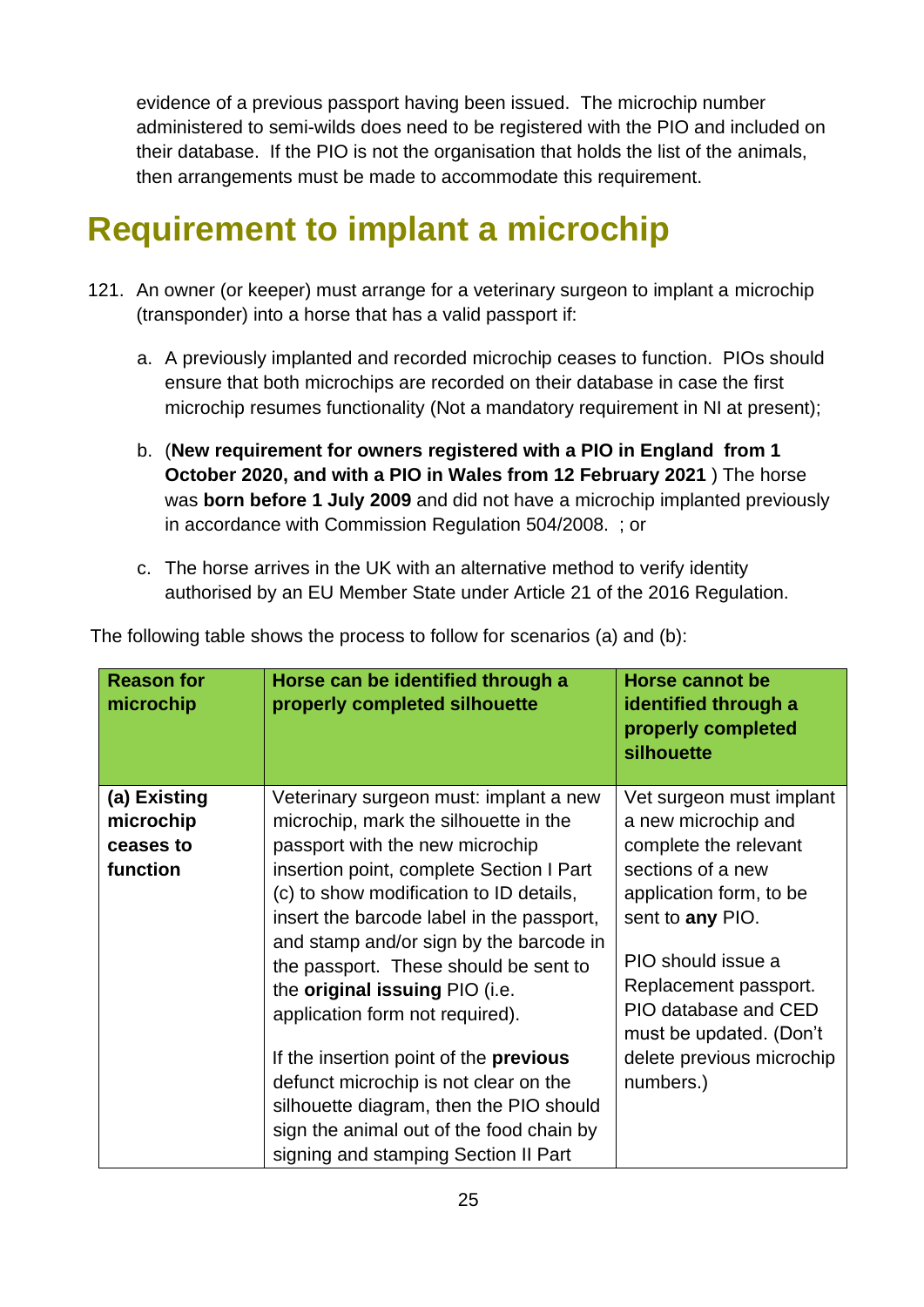evidence of a previous passport having been issued. The microchip number administered to semi-wilds does need to be registered with the PIO and included on their database. If the PIO is not the organisation that holds the list of the animals, then arrangements must be made to accommodate this requirement.

## Requirement to implant a microchip

121. An owner (or keeper) must arrange for a veterinary surgeon to implant a microchip (transponder) into a horse that has a valid passport if:

    a. A previously implanted and recorded microchip ceases to function. PIOs should ensure that both microchips are recorded on their database in case the first microchip resumes functionality (Not a mandatory requirement in NI at present);

    b. (**New requirement for owners registered with a PIO in England from 1 October 2020, and with a PIO in Wales from 12 February 2021** ) The horse was **born before 1 July 2009** and did not have a microchip implanted previously in accordance with Commission Regulation 504/2008. ; or

    c. The horse arrives in the UK with an alternative method to verify identity authorised by an EU Member State under Article 21 of the 2016 Regulation.

The following table shows the process to follow for scenarios (a) and (b):

| Reason for microchip | Horse can be identified through a properly completed silhouette | Horse cannot be identified through a properly completed silhouette |
|---|---|---|
| **(a) Existing microchip ceases to function** | Veterinary surgeon must: implant a new microchip, mark the silhouette in the passport with the new microchip insertion point, complete Section I Part (c) to show modification to ID details, insert the barcode label in the passport, and stamp and/or sign by the barcode in the passport. These should be sent to the **original issuing** PIO (i.e. application form not required).<br><br>If the insertion point of the **previous** defunct microchip is not clear on the silhouette diagram, then the PIO should sign the animal out of the food chain by signing and stamping Section II Part | Vet surgeon must implant a new microchip and complete the relevant sections of a new application form, to be sent to **any** PIO.<br><br>PIO should issue a Replacement passport. PIO database and CED must be updated. (Don't delete previous microchip numbers.) |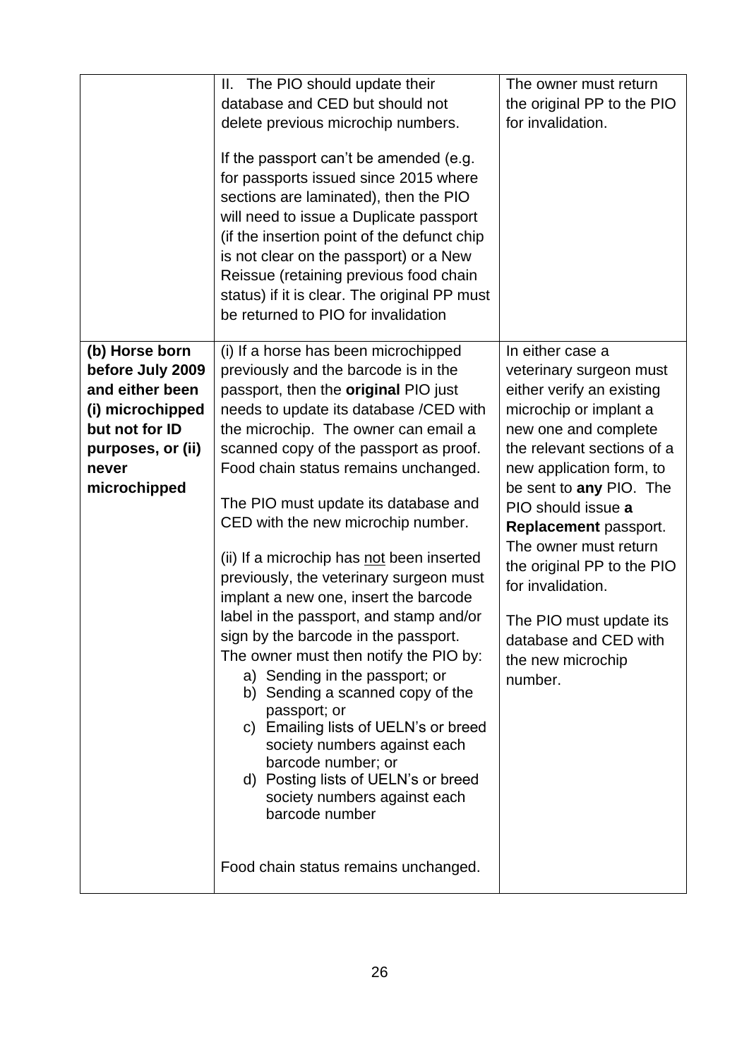| | | |
|---|---|---|
| | II. The PIO should update their database and CED but should not delete previous microchip numbers.<br><br>If the passport can't be amended (e.g. for passports issued since 2015 where sections are laminated), then the PIO will need to issue a Duplicate passport (if the insertion point of the defunct chip is not clear on the passport) or a New Reissue (retaining previous food chain status) if it is clear. The original PP must be returned to PIO for invalidation | The owner must return the original PP to the PIO for invalidation. |
| **(b) Horse born before July 2009 and either been (i) microchipped but not for ID purposes, or (ii) never microchipped** | (i) If a horse has been microchipped previously and the barcode is in the passport, then the **original** PIO just needs to update its database /CED with the microchip. The owner can email a scanned copy of the passport as proof. Food chain status remains unchanged.<br><br>The PIO must update its database and CED with the new microchip number.<br><br>(ii) If a microchip has not been inserted previously, the veterinary surgeon must implant a new one, insert the barcode label in the passport, and stamp and/or sign by the barcode in the passport. The owner must then notify the PIO by:<br>a) Sending in the passport; or<br>b) Sending a scanned copy of the passport; or<br>c) Emailing lists of UELN's or breed society numbers against each barcode number; or<br>d) Posting lists of UELN's or breed society numbers against each barcode number<br><br>Food chain status remains unchanged. | In either case a veterinary surgeon must either verify an existing microchip or implant a new one and complete the relevant sections of a new application form, to be sent to **any** PIO. The PIO should issue **a Replacement** passport. The owner must return the original PP to the PIO for invalidation.<br><br>The PIO must update its database and CED with the new microchip number. |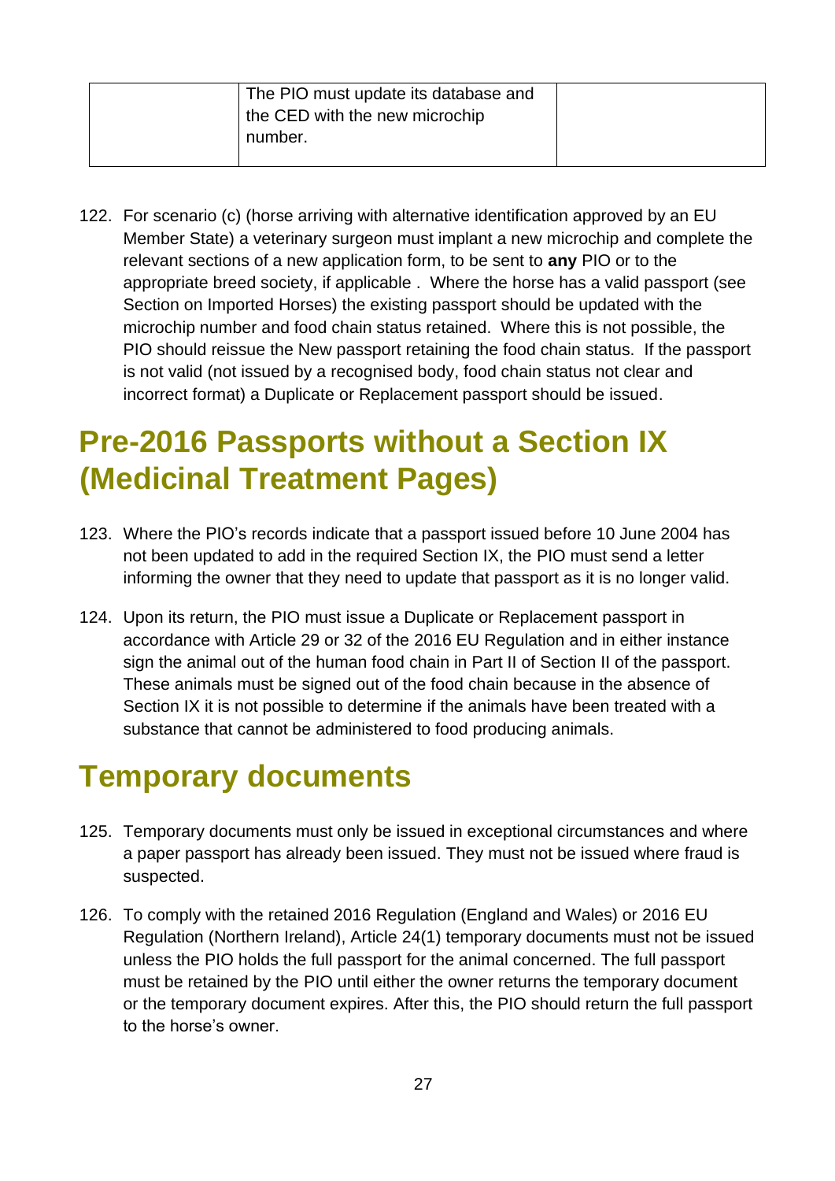|  | The PIO must update its database and the CED with the new microchip number. |  |
|---|---|---|

122. For scenario (c) (horse arriving with alternative identification approved by an EU Member State) a veterinary surgeon must implant a new microchip and complete the relevant sections of a new application form, to be sent to **any** PIO or to the appropriate breed society, if applicable . Where the horse has a valid passport (see Section on Imported Horses) the existing passport should be updated with the microchip number and food chain status retained. Where this is not possible, the PIO should reissue the New passport retaining the food chain status. If the passport is not valid (not issued by a recognised body, food chain status not clear and incorrect format) a Duplicate or Replacement passport should be issued.

## Pre-2016 Passports without a Section IX (Medicinal Treatment Pages)

123. Where the PIO's records indicate that a passport issued before 10 June 2004 has not been updated to add in the required Section IX, the PIO must send a letter informing the owner that they need to update that passport as it is no longer valid.

124. Upon its return, the PIO must issue a Duplicate or Replacement passport in accordance with Article 29 or 32 of the 2016 EU Regulation and in either instance sign the animal out of the human food chain in Part II of Section II of the passport. These animals must be signed out of the food chain because in the absence of Section IX it is not possible to determine if the animals have been treated with a substance that cannot be administered to food producing animals.

## Temporary documents

125. Temporary documents must only be issued in exceptional circumstances and where a paper passport has already been issued. They must not be issued where fraud is suspected.

126. To comply with the retained 2016 Regulation (England and Wales) or 2016 EU Regulation (Northern Ireland), Article 24(1) temporary documents must not be issued unless the PIO holds the full passport for the animal concerned. The full passport must be retained by the PIO until either the owner returns the temporary document or the temporary document expires. After this, the PIO should return the full passport to the horse's owner.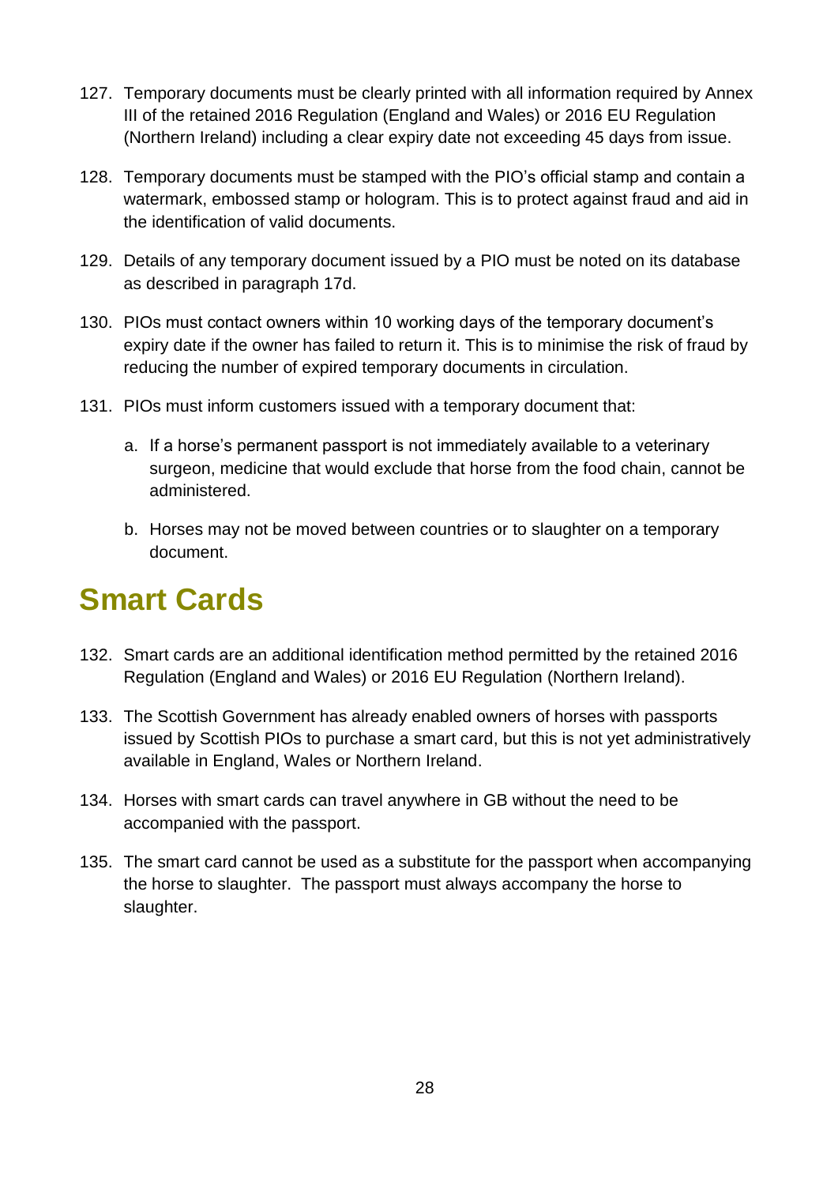127. Temporary documents must be clearly printed with all information required by Annex III of the retained 2016 Regulation (England and Wales) or 2016 EU Regulation (Northern Ireland) including a clear expiry date not exceeding 45 days from issue.

128. Temporary documents must be stamped with the PIO's official stamp and contain a watermark, embossed stamp or hologram. This is to protect against fraud and aid in the identification of valid documents.

129. Details of any temporary document issued by a PIO must be noted on its database as described in paragraph 17d.

130. PIOs must contact owners within 10 working days of the temporary document's expiry date if the owner has failed to return it. This is to minimise the risk of fraud by reducing the number of expired temporary documents in circulation.

131. PIOs must inform customers issued with a temporary document that:

    a. If a horse's permanent passport is not immediately available to a veterinary surgeon, medicine that would exclude that horse from the food chain, cannot be administered.

    b. Horses may not be moved between countries or to slaughter on a temporary document.

## Smart Cards

132. Smart cards are an additional identification method permitted by the retained 2016 Regulation (England and Wales) or 2016 EU Regulation (Northern Ireland).

133. The Scottish Government has already enabled owners of horses with passports issued by Scottish PIOs to purchase a smart card, but this is not yet administratively available in England, Wales or Northern Ireland.

134. Horses with smart cards can travel anywhere in GB without the need to be accompanied with the passport.

135. The smart card cannot be used as a substitute for the passport when accompanying the horse to slaughter. The passport must always accompany the horse to slaughter.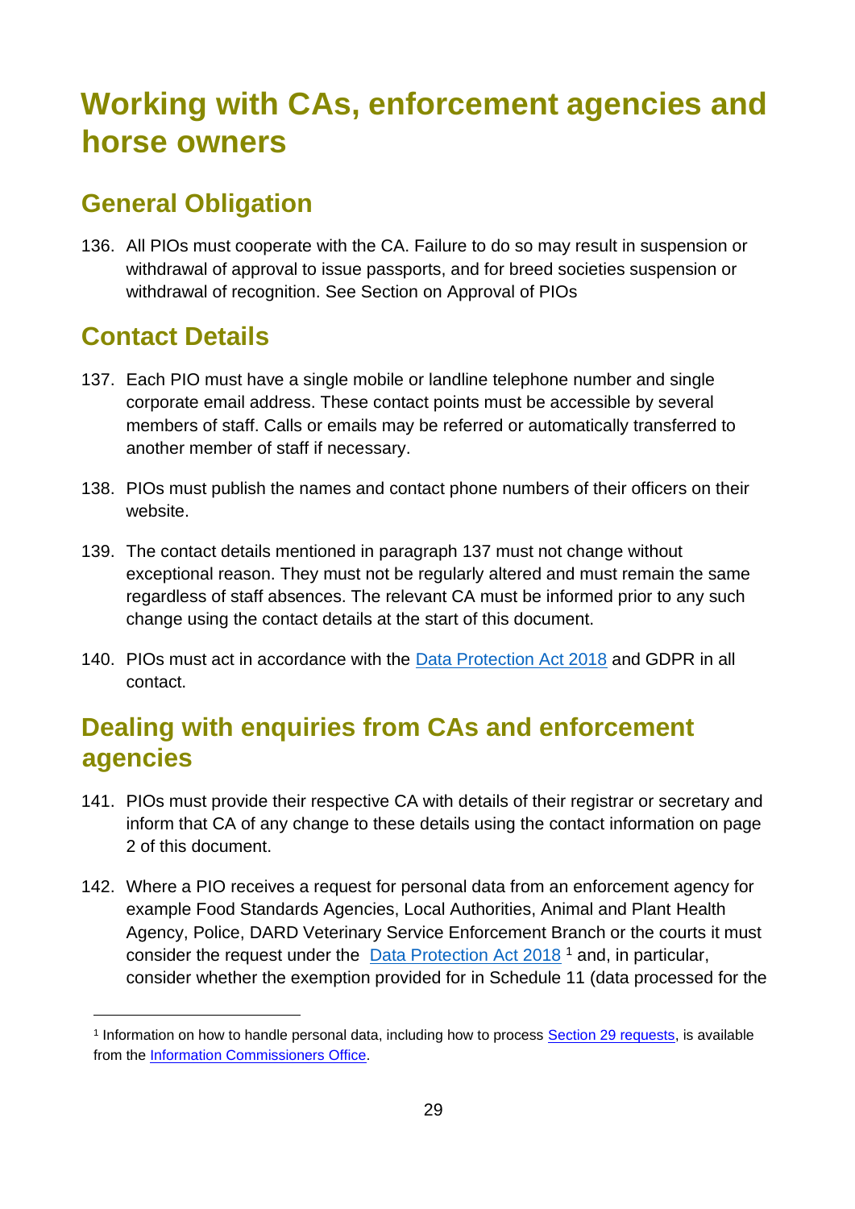# Working with CAs, enforcement agencies and horse owners

## General Obligation

136. All PIOs must cooperate with the CA. Failure to do so may result in suspension or withdrawal of approval to issue passports, and for breed societies suspension or withdrawal of recognition. See Section on Approval of PIOs

## Contact Details

137. Each PIO must have a single mobile or landline telephone number and single corporate email address. These contact points must be accessible by several members of staff. Calls or emails may be referred or automatically transferred to another member of staff if necessary.

138. PIOs must publish the names and contact phone numbers of their officers on their website.

139. The contact details mentioned in paragraph 137 must not change without exceptional reason. They must not be regularly altered and must remain the same regardless of staff absences. The relevant CA must be informed prior to any such change using the contact details at the start of this document.

140. PIOs must act in accordance with the [Data Protection Act 2018](#) and GDPR in all contact.

## Dealing with enquiries from CAs and enforcement agencies

141. PIOs must provide their respective CA with details of their registrar or secretary and inform that CA of any change to these details using the contact information on page 2 of this document.

142. Where a PIO receives a request for personal data from an enforcement agency for example Food Standards Agencies, Local Authorities, Animal and Plant Health Agency, Police, DARD Veterinary Service Enforcement Branch or the courts it must consider the request under the [Data Protection Act 2018](#) [1] and, in particular, consider whether the exemption provided for in Schedule 11 (data processed for the

[1] Information on how to handle personal data, including how to process [Section 29 requests](#), is available from the [Information Commissioners Office](#).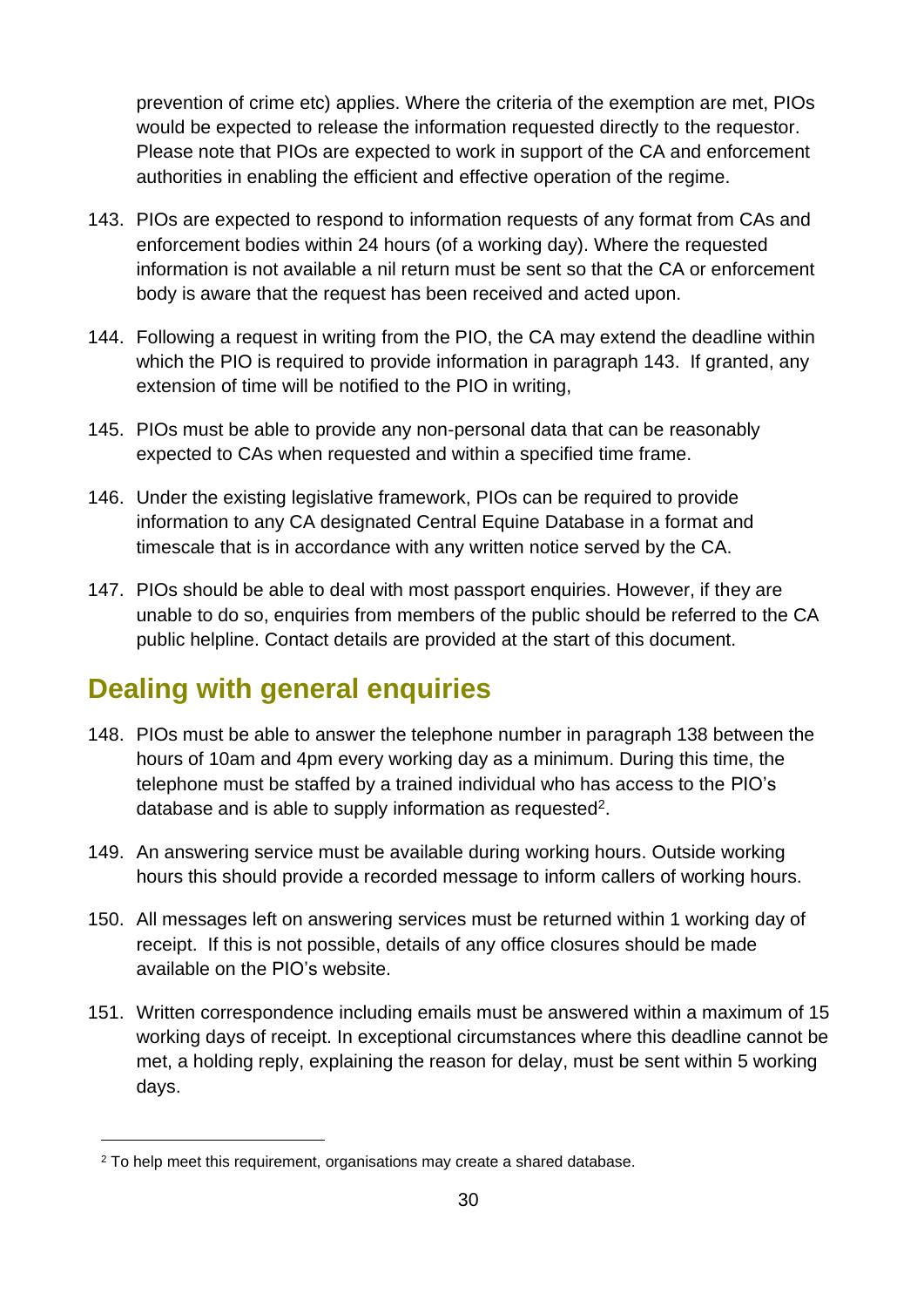prevention of crime etc) applies. Where the criteria of the exemption are met, PIOs would be expected to release the information requested directly to the requestor. Please note that PIOs are expected to work in support of the CA and enforcement authorities in enabling the efficient and effective operation of the regime.

143. PIOs are expected to respond to information requests of any format from CAs and enforcement bodies within 24 hours (of a working day). Where the requested information is not available a nil return must be sent so that the CA or enforcement body is aware that the request has been received and acted upon.

144. Following a request in writing from the PIO, the CA may extend the deadline within which the PIO is required to provide information in paragraph 143. If granted, any extension of time will be notified to the PIO in writing,

145. PIOs must be able to provide any non-personal data that can be reasonably expected to CAs when requested and within a specified time frame.

146. Under the existing legislative framework, PIOs can be required to provide information to any CA designated Central Equine Database in a format and timescale that is in accordance with any written notice served by the CA.

147. PIOs should be able to deal with most passport enquiries. However, if they are unable to do so, enquiries from members of the public should be referred to the CA public helpline. Contact details are provided at the start of this document.

## Dealing with general enquiries

148. PIOs must be able to answer the telephone number in paragraph 138 between the hours of 10am and 4pm every working day as a minimum. During this time, the telephone must be staffed by a trained individual who has access to the PIO's database and is able to supply information as requested[2].

149. An answering service must be available during working hours. Outside working hours this should provide a recorded message to inform callers of working hours.

150. All messages left on answering services must be returned within 1 working day of receipt. If this is not possible, details of any office closures should be made available on the PIO's website.

151. Written correspondence including emails must be answered within a maximum of 15 working days of receipt. In exceptional circumstances where this deadline cannot be met, a holding reply, explaining the reason for delay, must be sent within 5 working days.

[2] To help meet this requirement, organisations may create a shared database.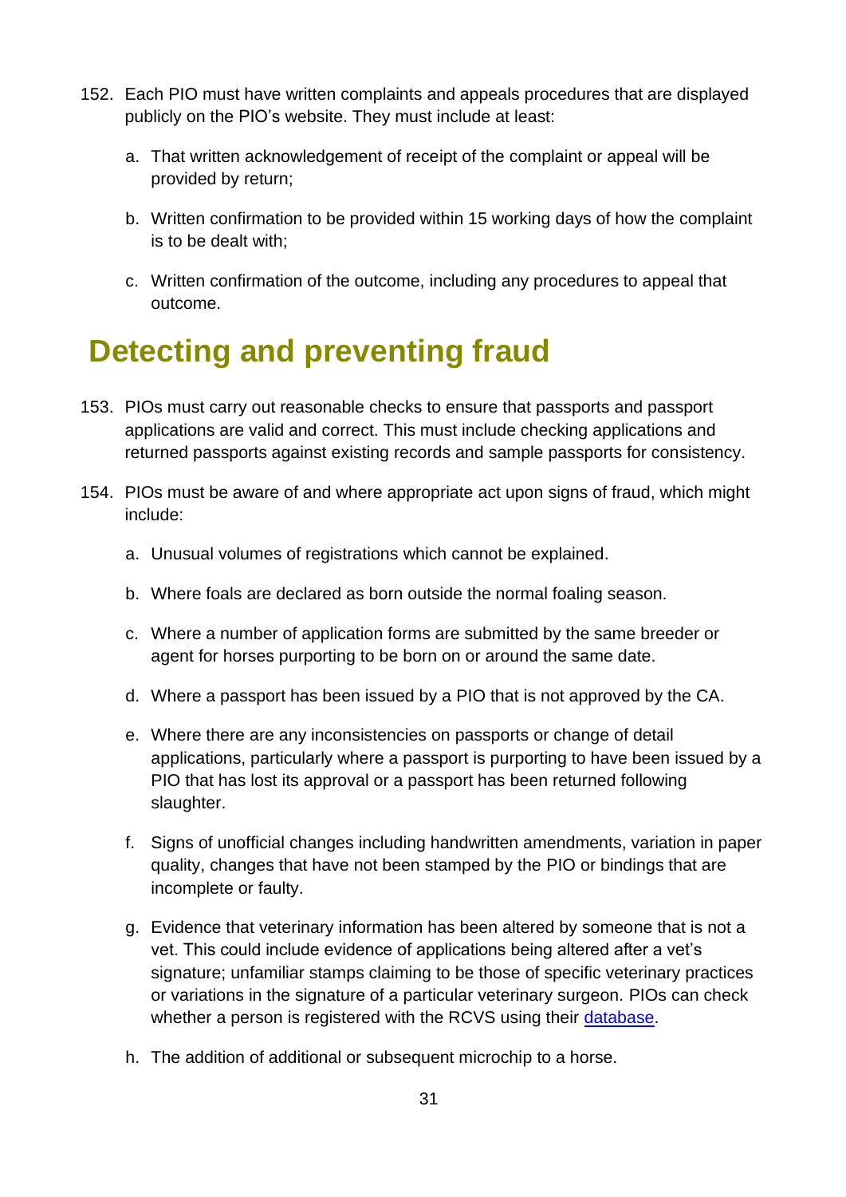152. Each PIO must have written complaints and appeals procedures that are displayed publicly on the PIO's website. They must include at least:

    a. That written acknowledgement of receipt of the complaint or appeal will be provided by return;

    b. Written confirmation to be provided within 15 working days of how the complaint is to be dealt with;

    c. Written confirmation of the outcome, including any procedures to appeal that outcome.

## Detecting and preventing fraud

153. PIOs must carry out reasonable checks to ensure that passports and passport applications are valid and correct. This must include checking applications and returned passports against existing records and sample passports for consistency.

154. PIOs must be aware of and where appropriate act upon signs of fraud, which might include:

    a. Unusual volumes of registrations which cannot be explained.

    b. Where foals are declared as born outside the normal foaling season.

    c. Where a number of application forms are submitted by the same breeder or agent for horses purporting to be born on or around the same date.

    d. Where a passport has been issued by a PIO that is not approved by the CA.

    e. Where there are any inconsistencies on passports or change of detail applications, particularly where a passport is purporting to have been issued by a PIO that has lost its approval or a passport has been returned following slaughter.

    f. Signs of unofficial changes including handwritten amendments, variation in paper quality, changes that have not been stamped by the PIO or bindings that are incomplete or faulty.

    g. Evidence that veterinary information has been altered by someone that is not a vet. This could include evidence of applications being altered after a vet's signature; unfamiliar stamps claiming to be those of specific veterinary practices or variations in the signature of a particular veterinary surgeon. PIOs can check whether a person is registered with the RCVS using their database.

    h. The addition of additional or subsequent microchip to a horse.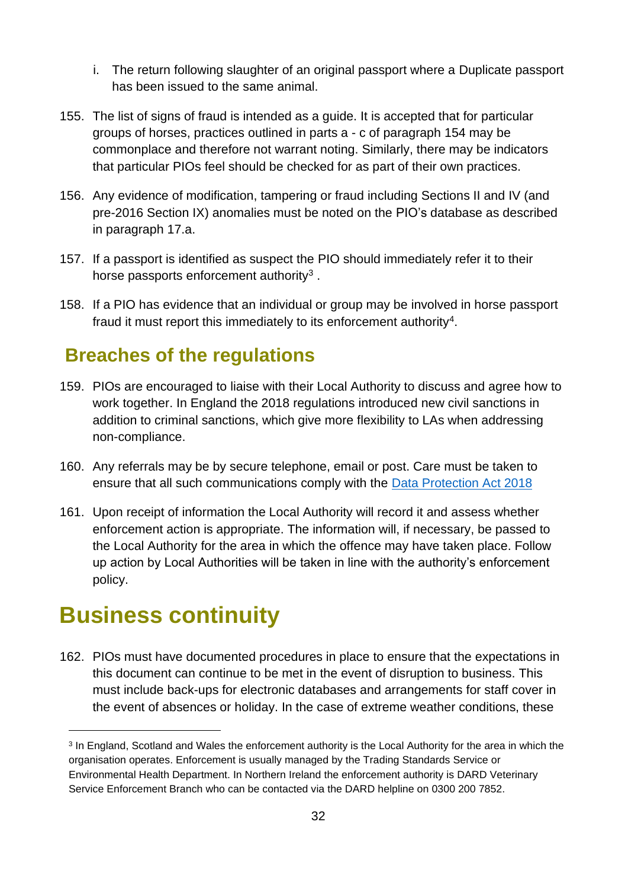i. The return following slaughter of an original passport where a Duplicate passport has been issued to the same animal.

155. The list of signs of fraud is intended as a guide. It is accepted that for particular groups of horses, practices outlined in parts a - c of paragraph 154 may be commonplace and therefore not warrant noting. Similarly, there may be indicators that particular PIOs feel should be checked for as part of their own practices.

156. Any evidence of modification, tampering or fraud including Sections II and IV (and pre-2016 Section IX) anomalies must be noted on the PIO's database as described in paragraph 17.a.

157. If a passport is identified as suspect the PIO should immediately refer it to their horse passports enforcement authority[3] .

158. If a PIO has evidence that an individual or group may be involved in horse passport fraud it must report this immediately to its enforcement authority[4].

## Breaches of the regulations

159. PIOs are encouraged to liaise with their Local Authority to discuss and agree how to work together. In England the 2018 regulations introduced new civil sanctions in addition to criminal sanctions, which give more flexibility to LAs when addressing non-compliance.

160. Any referrals may be by secure telephone, email or post. Care must be taken to ensure that all such communications comply with the [Data Protection Act 2018]

161. Upon receipt of information the Local Authority will record it and assess whether enforcement action is appropriate. The information will, if necessary, be passed to the Local Authority for the area in which the offence may have taken place. Follow up action by Local Authorities will be taken in line with the authority's enforcement policy.

# Business continuity

162. PIOs must have documented procedures in place to ensure that the expectations in this document can continue to be met in the event of disruption to business. This must include back-ups for electronic databases and arrangements for staff cover in the event of absences or holiday. In the case of extreme weather conditions, these

---

[3] In England, Scotland and Wales the enforcement authority is the Local Authority for the area in which the organisation operates. Enforcement is usually managed by the Trading Standards Service or Environmental Health Department. In Northern Ireland the enforcement authority is DARD Veterinary Service Enforcement Branch who can be contacted via the DARD helpline on 0300 200 7852.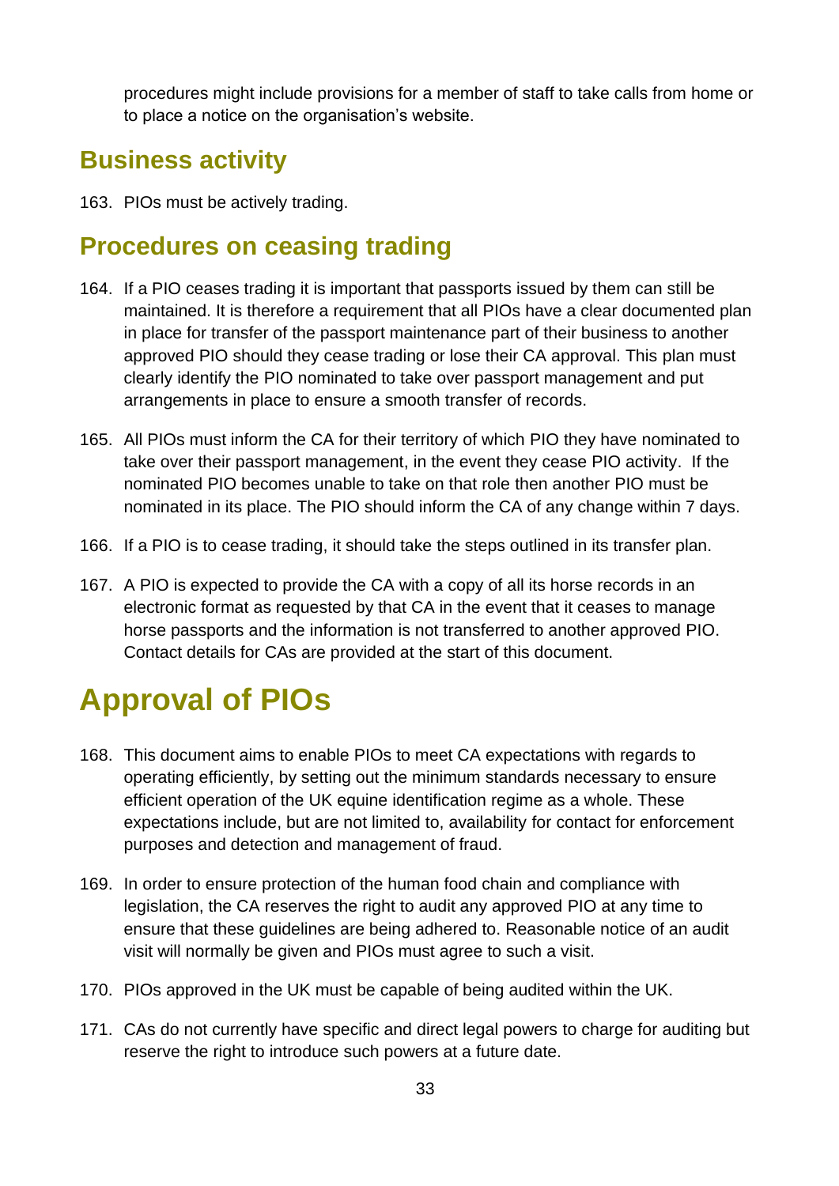procedures might include provisions for a member of staff to take calls from home or to place a notice on the organisation's website.

## Business activity

163. PIOs must be actively trading.

## Procedures on ceasing trading

164. If a PIO ceases trading it is important that passports issued by them can still be maintained. It is therefore a requirement that all PIOs have a clear documented plan in place for transfer of the passport maintenance part of their business to another approved PIO should they cease trading or lose their CA approval. This plan must clearly identify the PIO nominated to take over passport management and put arrangements in place to ensure a smooth transfer of records.

165. All PIOs must inform the CA for their territory of which PIO they have nominated to take over their passport management, in the event they cease PIO activity. If the nominated PIO becomes unable to take on that role then another PIO must be nominated in its place. The PIO should inform the CA of any change within 7 days.

166. If a PIO is to cease trading, it should take the steps outlined in its transfer plan.

167. A PIO is expected to provide the CA with a copy of all its horse records in an electronic format as requested by that CA in the event that it ceases to manage horse passports and the information is not transferred to another approved PIO. Contact details for CAs are provided at the start of this document.

# Approval of PIOs

168. This document aims to enable PIOs to meet CA expectations with regards to operating efficiently, by setting out the minimum standards necessary to ensure efficient operation of the UK equine identification regime as a whole. These expectations include, but are not limited to, availability for contact for enforcement purposes and detection and management of fraud.

169. In order to ensure protection of the human food chain and compliance with legislation, the CA reserves the right to audit any approved PIO at any time to ensure that these guidelines are being adhered to. Reasonable notice of an audit visit will normally be given and PIOs must agree to such a visit.

170. PIOs approved in the UK must be capable of being audited within the UK.

171. CAs do not currently have specific and direct legal powers to charge for auditing but reserve the right to introduce such powers at a future date.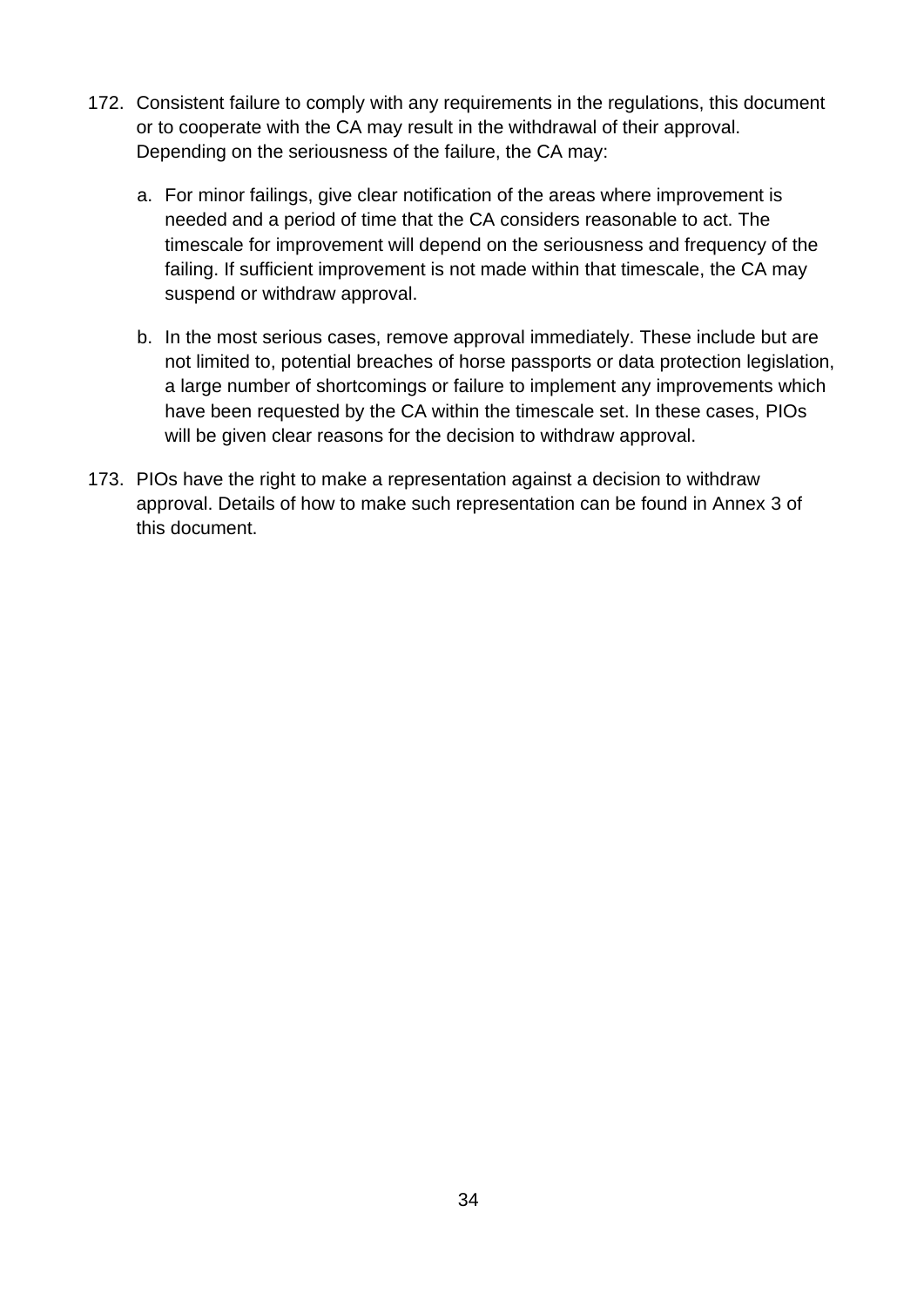172. Consistent failure to comply with any requirements in the regulations, this document or to cooperate with the CA may result in the withdrawal of their approval. Depending on the seriousness of the failure, the CA may:

    a. For minor failings, give clear notification of the areas where improvement is needed and a period of time that the CA considers reasonable to act. The timescale for improvement will depend on the seriousness and frequency of the failing. If sufficient improvement is not made within that timescale, the CA may suspend or withdraw approval.

    b. In the most serious cases, remove approval immediately. These include but are not limited to, potential breaches of horse passports or data protection legislation, a large number of shortcomings or failure to implement any improvements which have been requested by the CA within the timescale set. In these cases, PIOs will be given clear reasons for the decision to withdraw approval.

173. PIOs have the right to make a representation against a decision to withdraw approval. Details of how to make such representation can be found in Annex 3 of this document.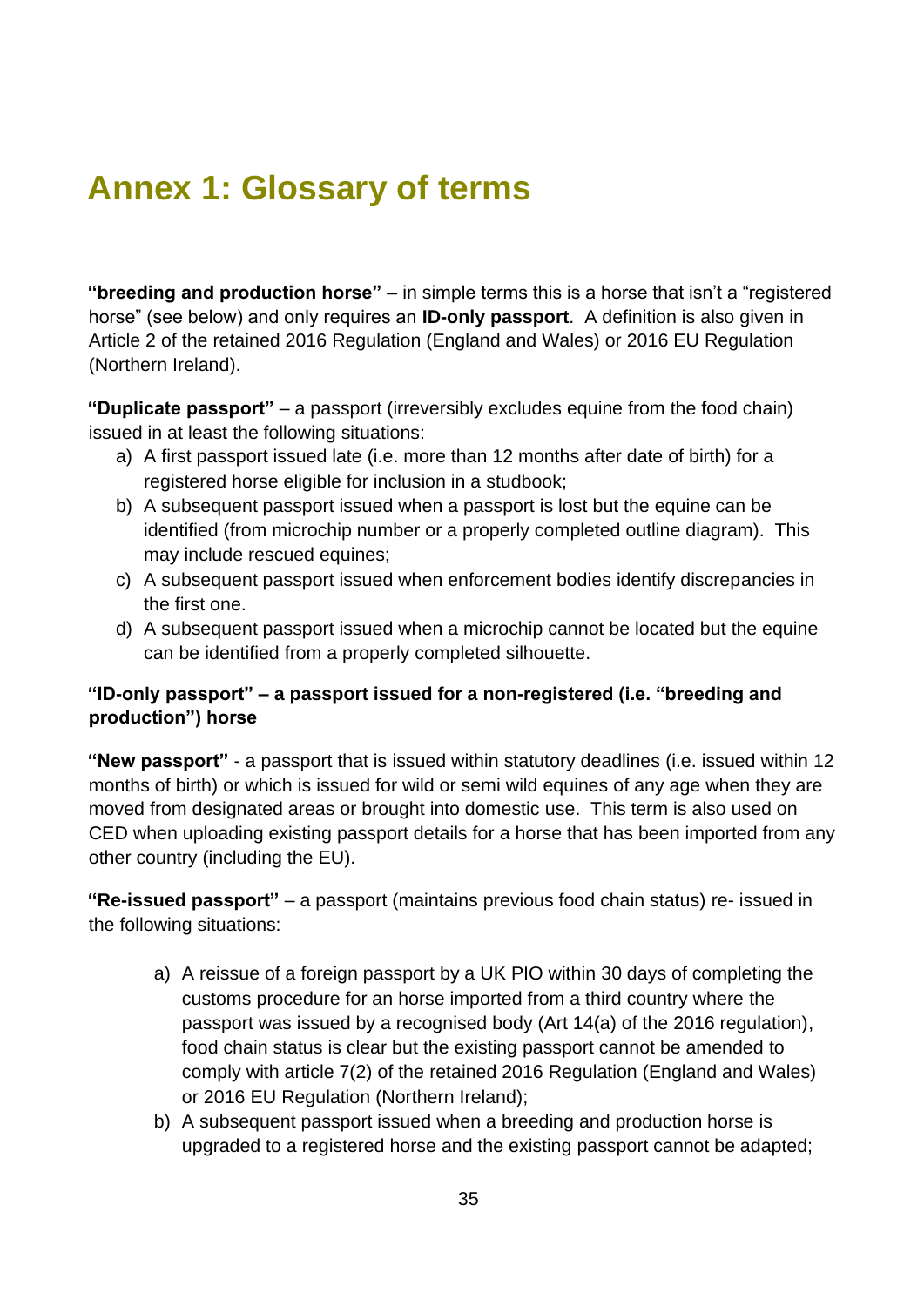# Annex 1: Glossary of terms

**"breeding and production horse"** – in simple terms this is a horse that isn't a "registered horse" (see below) and only requires an **ID-only passport**. A definition is also given in Article 2 of the retained 2016 Regulation (England and Wales) or 2016 EU Regulation (Northern Ireland).

**"Duplicate passport"** – a passport (irreversibly excludes equine from the food chain) issued in at least the following situations:

a) A first passport issued late (i.e. more than 12 months after date of birth) for a registered horse eligible for inclusion in a studbook;
b) A subsequent passport issued when a passport is lost but the equine can be identified (from microchip number or a properly completed outline diagram). This may include rescued equines;
c) A subsequent passport issued when enforcement bodies identify discrepancies in the first one.
d) A subsequent passport issued when a microchip cannot be located but the equine can be identified from a properly completed silhouette.

**"ID-only passport" – a passport issued for a non-registered (i.e. "breeding and production") horse**

**"New passport"** - a passport that is issued within statutory deadlines (i.e. issued within 12 months of birth) or which is issued for wild or semi wild equines of any age when they are moved from designated areas or brought into domestic use. This term is also used on CED when uploading existing passport details for a horse that has been imported from any other country (including the EU).

**"Re-issued passport"** – a passport (maintains previous food chain status) re- issued in the following situations:

a) A reissue of a foreign passport by a UK PIO within 30 days of completing the customs procedure for an horse imported from a third country where the passport was issued by a recognised body (Art 14(a) of the 2016 regulation), food chain status is clear but the existing passport cannot be amended to comply with article 7(2) of the retained 2016 Regulation (England and Wales) or 2016 EU Regulation (Northern Ireland);
b) A subsequent passport issued when a breeding and production horse is upgraded to a registered horse and the existing passport cannot be adapted;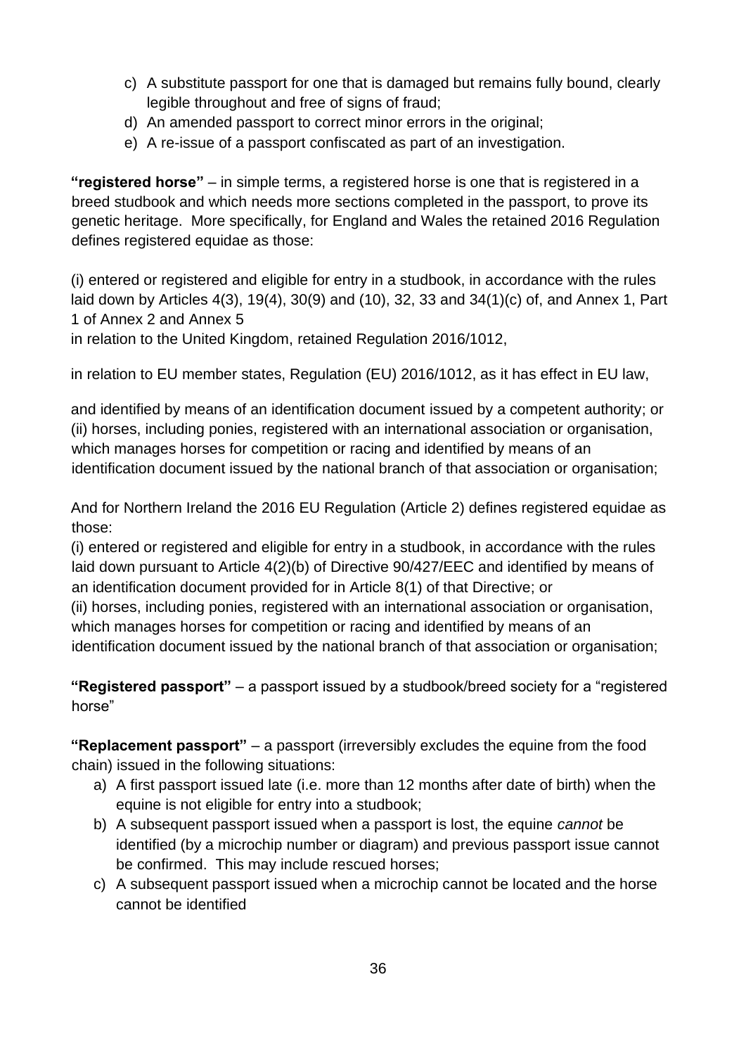c) A substitute passport for one that is damaged but remains fully bound, clearly legible throughout and free of signs of fraud;
d) An amended passport to correct minor errors in the original;
e) A re-issue of a passport confiscated as part of an investigation.

**"registered horse"** – in simple terms, a registered horse is one that is registered in a breed studbook and which needs more sections completed in the passport, to prove its genetic heritage. More specifically, for England and Wales the retained 2016 Regulation defines registered equidae as those:

(i) entered or registered and eligible for entry in a studbook, in accordance with the rules laid down by Articles 4(3), 19(4), 30(9) and (10), 32, 33 and 34(1)(c) of, and Annex 1, Part 1 of Annex 2 and Annex 5
in relation to the United Kingdom, retained Regulation 2016/1012,

in relation to EU member states, Regulation (EU) 2016/1012, as it has effect in EU law,

and identified by means of an identification document issued by a competent authority; or
(ii) horses, including ponies, registered with an international association or organisation, which manages horses for competition or racing and identified by means of an identification document issued by the national branch of that association or organisation;

And for Northern Ireland the 2016 EU Regulation (Article 2) defines registered equidae as those:
(i) entered or registered and eligible for entry in a studbook, in accordance with the rules laid down pursuant to Article 4(2)(b) of Directive 90/427/EEC and identified by means of an identification document provided for in Article 8(1) of that Directive; or
(ii) horses, including ponies, registered with an international association or organisation, which manages horses for competition or racing and identified by means of an identification document issued by the national branch of that association or organisation;

**"Registered passport"** – a passport issued by a studbook/breed society for a "registered horse"

**"Replacement passport"** – a passport (irreversibly excludes the equine from the food chain) issued in the following situations:

a) A first passport issued late (i.e. more than 12 months after date of birth) when the equine is not eligible for entry into a studbook;
b) A subsequent passport issued when a passport is lost, the equine *cannot* be identified (by a microchip number or diagram) and previous passport issue cannot be confirmed. This may include rescued horses;
c) A subsequent passport issued when a microchip cannot be located and the horse cannot be identified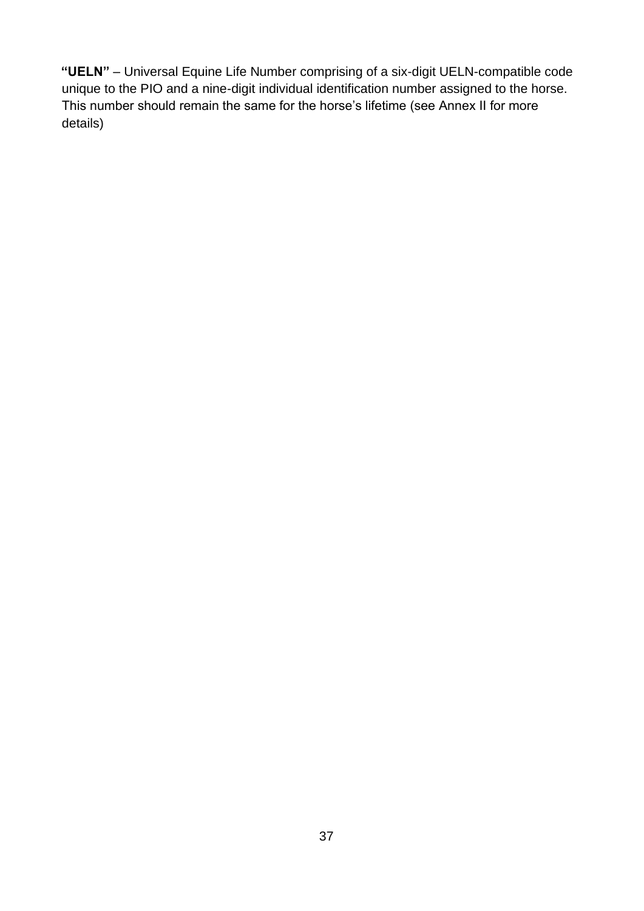**"UELN"** – Universal Equine Life Number comprising of a six-digit UELN-compatible code unique to the PIO and a nine-digit individual identification number assigned to the horse. This number should remain the same for the horse's lifetime (see Annex II for more details)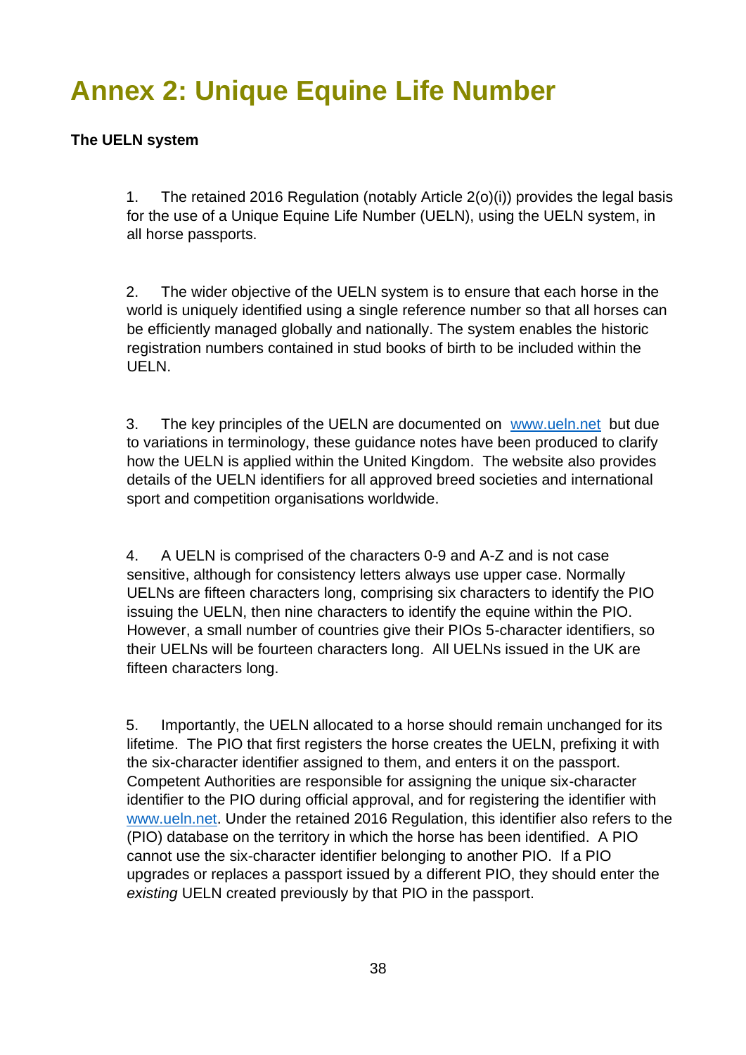# Annex 2: Unique Equine Life Number

**The UELN system**

1. The retained 2016 Regulation (notably Article 2(o)(i)) provides the legal basis for the use of a Unique Equine Life Number (UELN), using the UELN system, in all horse passports.

2. The wider objective of the UELN system is to ensure that each horse in the world is uniquely identified using a single reference number so that all horses can be efficiently managed globally and nationally. The system enables the historic registration numbers contained in stud books of birth to be included within the UELN.

3. The key principles of the UELN are documented on www.ueln.net but due to variations in terminology, these guidance notes have been produced to clarify how the UELN is applied within the United Kingdom. The website also provides details of the UELN identifiers for all approved breed societies and international sport and competition organisations worldwide.

4. A UELN is comprised of the characters 0-9 and A-Z and is not case sensitive, although for consistency letters always use upper case. Normally UELNs are fifteen characters long, comprising six characters to identify the PIO issuing the UELN, then nine characters to identify the equine within the PIO. However, a small number of countries give their PIOs 5-character identifiers, so their UELNs will be fourteen characters long. All UELNs issued in the UK are fifteen characters long.

5. Importantly, the UELN allocated to a horse should remain unchanged for its lifetime. The PIO that first registers the horse creates the UELN, prefixing it with the six-character identifier assigned to them, and enters it on the passport. Competent Authorities are responsible for assigning the unique six-character identifier to the PIO during official approval, and for registering the identifier with www.ueln.net. Under the retained 2016 Regulation, this identifier also refers to the (PIO) database on the territory in which the horse has been identified. A PIO cannot use the six-character identifier belonging to another PIO. If a PIO upgrades or replaces a passport issued by a different PIO, they should enter the *existing* UELN created previously by that PIO in the passport.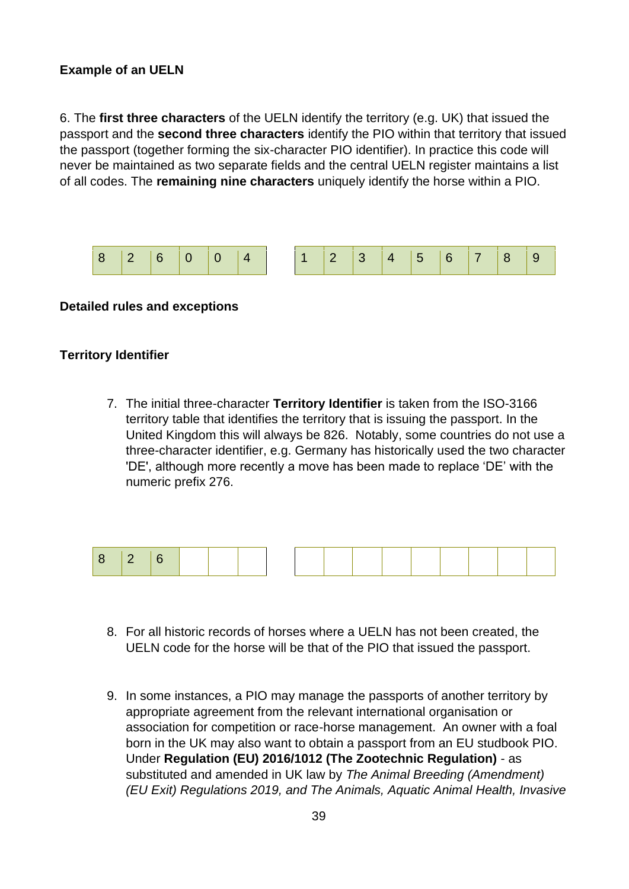**Example of an UELN**

6. The **first three characters** of the UELN identify the territory (e.g. UK) that issued the passport and the **second three characters** identify the PIO within that territory that issued the passport (together forming the six-character PIO identifier). In practice this code will never be maintained as two separate fields and the central UELN register maintains a list of all codes. The **remaining nine characters** uniquely identify the horse within a PIO.

| 8 | 2 | 6 | 0 | 0 | 4 |
|---|---|---|---|---|---|

| 1 | 2 | 3 | 4 | 5 | 6 | 7 | 8 | 9 |
|---|---|---|---|---|---|---|---|---|

**Detailed rules and exceptions**

**Territory Identifier**

7. The initial three-character **Territory Identifier** is taken from the ISO-3166 territory table that identifies the territory that is issuing the passport. In the United Kingdom this will always be 826. Notably, some countries do not use a three-character identifier, e.g. Germany has historically used the two character 'DE', although more recently a move has been made to replace 'DE' with the numeric prefix 276.

| 8 | 2 | 6 | | | |
|---|---|---|---|---|---|

| | | | | | | | | |
|---|---|---|---|---|---|---|---|---|

8. For all historic records of horses where a UELN has not been created, the UELN code for the horse will be that of the PIO that issued the passport.

9. In some instances, a PIO may manage the passports of another territory by appropriate agreement from the relevant international organisation or association for competition or race-horse management. An owner with a foal born in the UK may also want to obtain a passport from an EU studbook PIO. Under **Regulation (EU) 2016/1012 (The Zootechnic Regulation)** - as substituted and amended in UK law by *The Animal Breeding (Amendment) (EU Exit) Regulations 2019, and The Animals, Aquatic Animal Health, Invasive*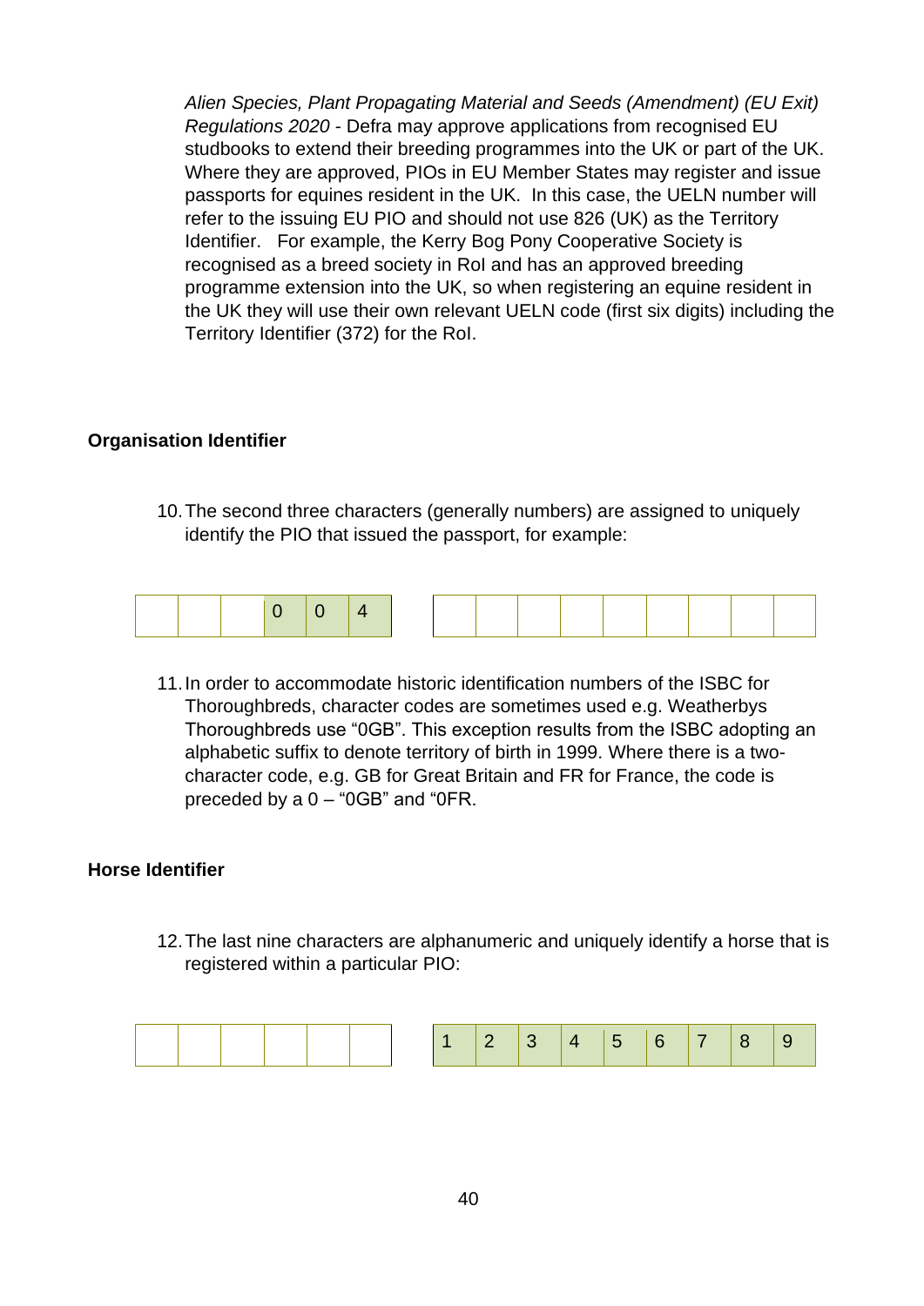*Alien Species, Plant Propagating Material and Seeds (Amendment) (EU Exit) Regulations 2020* - Defra may approve applications from recognised EU studbooks to extend their breeding programmes into the UK or part of the UK. Where they are approved, PIOs in EU Member States may register and issue passports for equines resident in the UK. In this case, the UELN number will refer to the issuing EU PIO and should not use 826 (UK) as the Territory Identifier. For example, the Kerry Bog Pony Cooperative Society is recognised as a breed society in RoI and has an approved breeding programme extension into the UK, so when registering an equine resident in the UK they will use their own relevant UELN code (first six digits) including the Territory Identifier (372) for the RoI.

### Organisation Identifier

10. The second three characters (generally numbers) are assigned to uniquely identify the PIO that issued the passport, for example:

| | | | | | | | | | | | | | | |
|---|---|---|---|---|---|---|---|---|---|---|---|---|---|---|
| | | | 0 | 0 | 4 | | | | | | | | | |

11. In order to accommodate historic identification numbers of the ISBC for Thoroughbreds, character codes are sometimes used e.g. Weatherbys Thoroughbreds use “0GB”. This exception results from the ISBC adopting an alphabetic suffix to denote territory of birth in 1999. Where there is a two-character code, e.g. GB for Great Britain and FR for France, the code is preceded by a 0 – “0GB” and “0FR.

### Horse Identifier

12. The last nine characters are alphanumeric and uniquely identify a horse that is registered within a particular PIO:

| | | | | | | | | | | | | | | |
|---|---|---|---|---|---|---|---|---|---|---|---|---|---|---|
| | | | | | | 1 | 2 | 3 | 4 | 5 | 6 | 7 | 8 | 9 |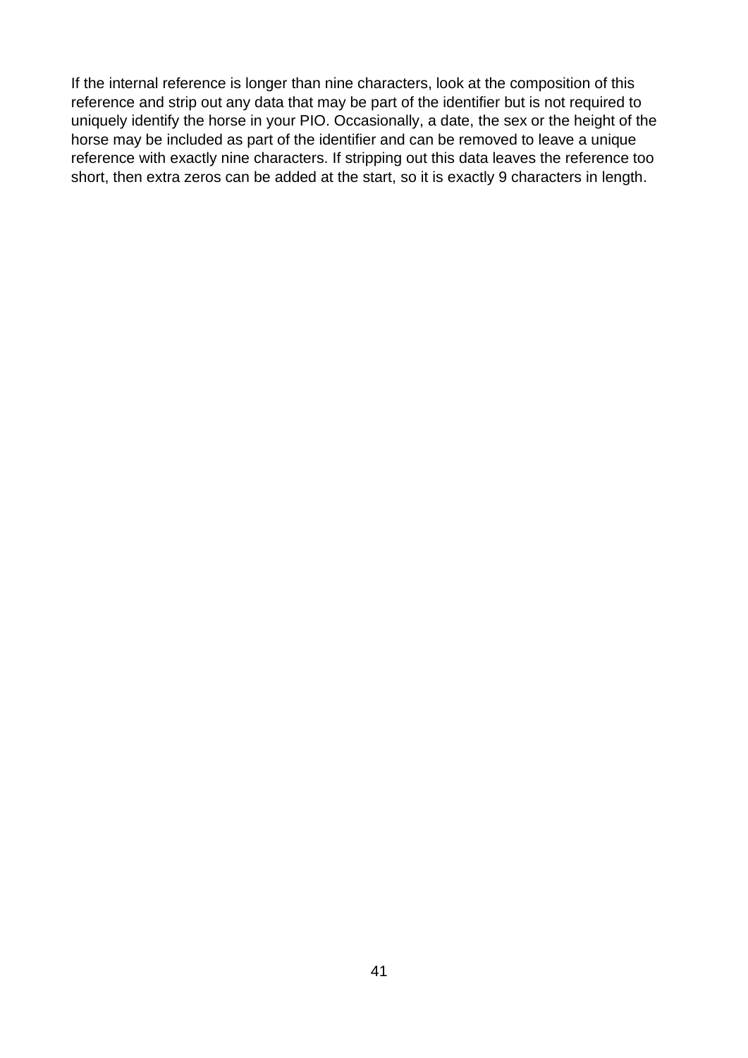If the internal reference is longer than nine characters, look at the composition of this reference and strip out any data that may be part of the identifier but is not required to uniquely identify the horse in your PIO. Occasionally, a date, the sex or the height of the horse may be included as part of the identifier and can be removed to leave a unique reference with exactly nine characters. If stripping out this data leaves the reference too short, then extra zeros can be added at the start, so it is exactly 9 characters in length.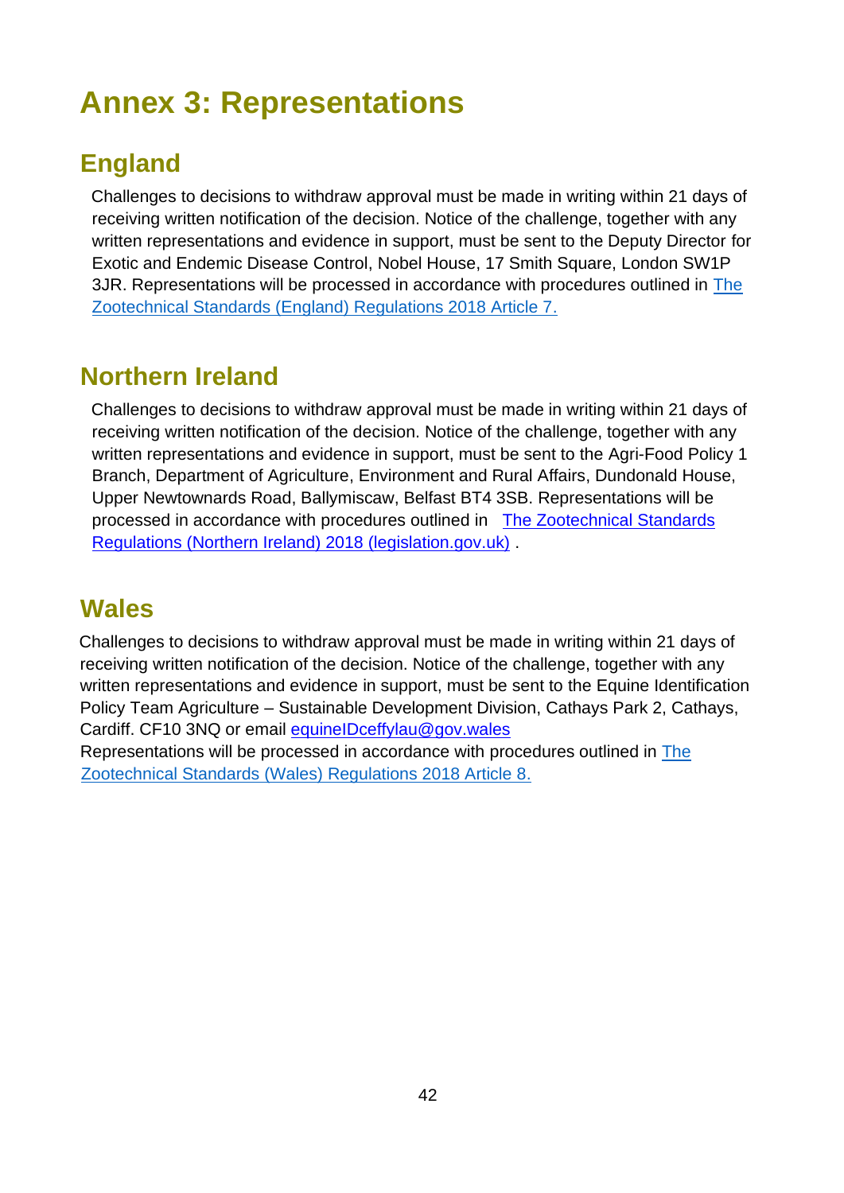# Annex 3: Representations

## England

Challenges to decisions to withdraw approval must be made in writing within 21 days of receiving written notification of the decision. Notice of the challenge, together with any written representations and evidence in support, must be sent to the Deputy Director for Exotic and Endemic Disease Control, Nobel House, 17 Smith Square, London SW1P 3JR. Representations will be processed in accordance with procedures outlined in The Zootechnical Standards (England) Regulations 2018 Article 7.

## Northern Ireland

Challenges to decisions to withdraw approval must be made in writing within 21 days of receiving written notification of the decision. Notice of the challenge, together with any written representations and evidence in support, must be sent to the Agri-Food Policy 1 Branch, Department of Agriculture, Environment and Rural Affairs, Dundonald House, Upper Newtownards Road, Ballymiscaw, Belfast BT4 3SB. Representations will be processed in accordance with procedures outlined in The Zootechnical Standards Regulations (Northern Ireland) 2018 (legislation.gov.uk) .

## Wales

Challenges to decisions to withdraw approval must be made in writing within 21 days of receiving written notification of the decision. Notice of the challenge, together with any written representations and evidence in support, must be sent to the Equine Identification Policy Team Agriculture – Sustainable Development Division, Cathays Park 2, Cathays, Cardiff. CF10 3NQ or email equineIDceffylau@gov.wales

Representations will be processed in accordance with procedures outlined in The Zootechnical Standards (Wales) Regulations 2018 Article 8.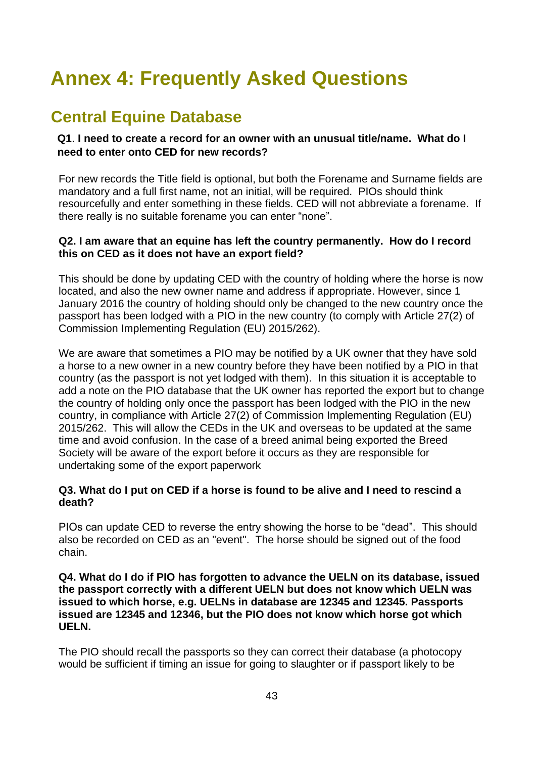# Annex 4: Frequently Asked Questions

## Central Equine Database

**Q1**. **I need to create a record for an owner with an unusual title/name. What do I need to enter onto CED for new records?**

For new records the Title field is optional, but both the Forename and Surname fields are mandatory and a full first name, not an initial, will be required. PIOs should think resourcefully and enter something in these fields. CED will not abbreviate a forename. If there really is no suitable forename you can enter "none".

**Q2. I am aware that an equine has left the country permanently. How do I record this on CED as it does not have an export field?**

This should be done by updating CED with the country of holding where the horse is now located, and also the new owner name and address if appropriate. However, since 1 January 2016 the country of holding should only be changed to the new country once the passport has been lodged with a PIO in the new country (to comply with Article 27(2) of Commission Implementing Regulation (EU) 2015/262).

We are aware that sometimes a PIO may be notified by a UK owner that they have sold a horse to a new owner in a new country before they have been notified by a PIO in that country (as the passport is not yet lodged with them). In this situation it is acceptable to add a note on the PIO database that the UK owner has reported the export but to change the country of holding only once the passport has been lodged with the PIO in the new country, in compliance with Article 27(2) of Commission Implementing Regulation (EU) 2015/262. This will allow the CEDs in the UK and overseas to be updated at the same time and avoid confusion. In the case of a breed animal being exported the Breed Society will be aware of the export before it occurs as they are responsible for undertaking some of the export paperwork

**Q3. What do I put on CED if a horse is found to be alive and I need to rescind a death?**

PIOs can update CED to reverse the entry showing the horse to be "dead". This should also be recorded on CED as an "event". The horse should be signed out of the food chain.

**Q4. What do I do if PIO has forgotten to advance the UELN on its database, issued the passport correctly with a different UELN but does not know which UELN was issued to which horse, e.g. UELNs in database are 12345 and 12345. Passports issued are 12345 and 12346, but the PIO does not know which horse got which UELN.**

The PIO should recall the passports so they can correct their database (a photocopy would be sufficient if timing an issue for going to slaughter or if passport likely to be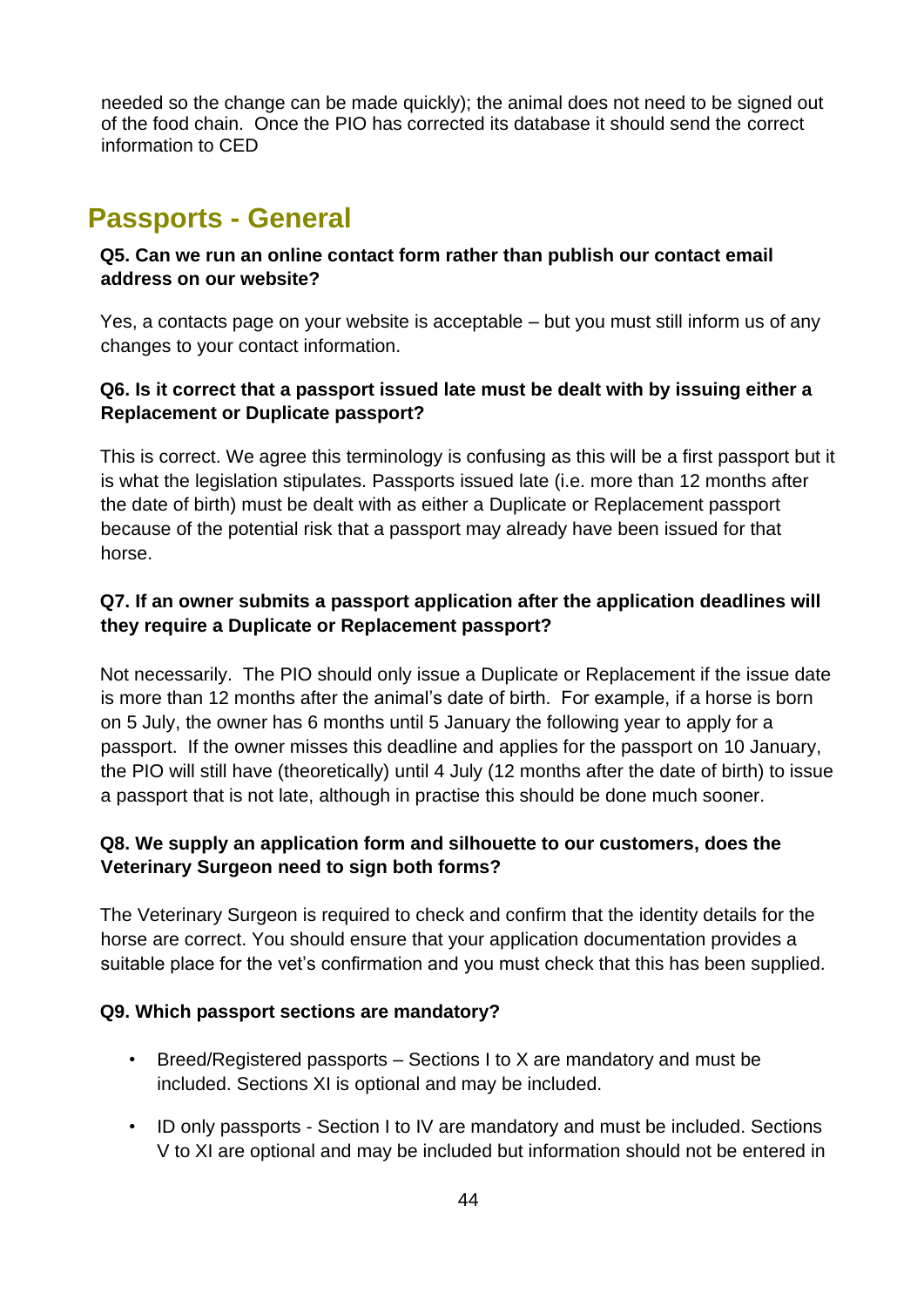needed so the change can be made quickly); the animal does not need to be signed out of the food chain. Once the PIO has corrected its database it should send the correct information to CED

## Passports - General

**Q5. Can we run an online contact form rather than publish our contact email address on our website?**

Yes, a contacts page on your website is acceptable – but you must still inform us of any changes to your contact information.

**Q6. Is it correct that a passport issued late must be dealt with by issuing either a Replacement or Duplicate passport?**

This is correct. We agree this terminology is confusing as this will be a first passport but it is what the legislation stipulates. Passports issued late (i.e. more than 12 months after the date of birth) must be dealt with as either a Duplicate or Replacement passport because of the potential risk that a passport may already have been issued for that horse.

**Q7. If an owner submits a passport application after the application deadlines will they require a Duplicate or Replacement passport?**

Not necessarily. The PIO should only issue a Duplicate or Replacement if the issue date is more than 12 months after the animal's date of birth. For example, if a horse is born on 5 July, the owner has 6 months until 5 January the following year to apply for a passport. If the owner misses this deadline and applies for the passport on 10 January, the PIO will still have (theoretically) until 4 July (12 months after the date of birth) to issue a passport that is not late, although in practise this should be done much sooner.

**Q8. We supply an application form and silhouette to our customers, does the Veterinary Surgeon need to sign both forms?**

The Veterinary Surgeon is required to check and confirm that the identity details for the horse are correct. You should ensure that your application documentation provides a suitable place for the vet's confirmation and you must check that this has been supplied.

**Q9. Which passport sections are mandatory?**

- Breed/Registered passports – Sections I to X are mandatory and must be included. Sections XI is optional and may be included.
- ID only passports - Section I to IV are mandatory and must be included. Sections V to XI are optional and may be included but information should not be entered in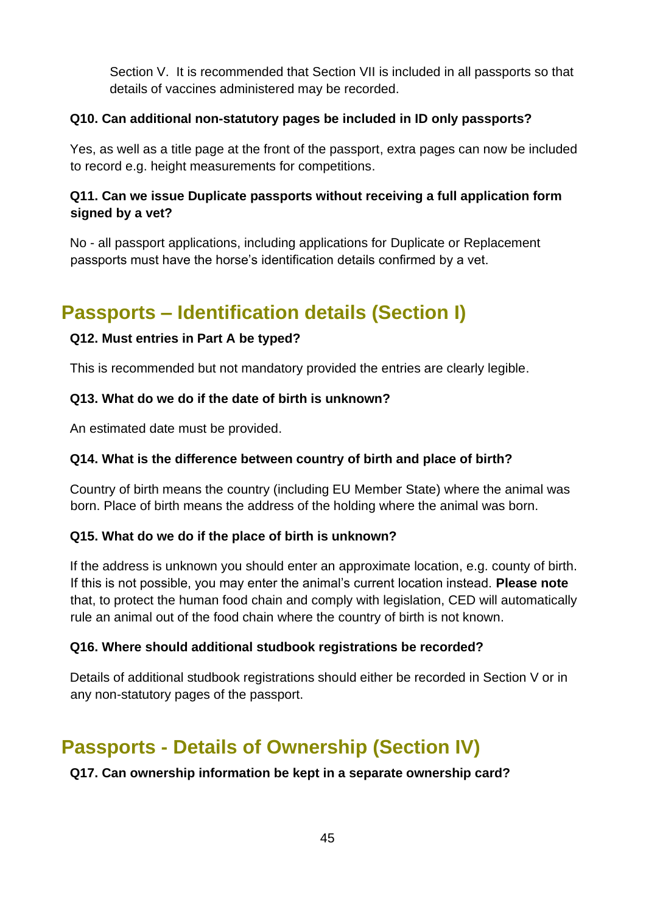Section V. It is recommended that Section VII is included in all passports so that details of vaccines administered may be recorded.

**Q10. Can additional non-statutory pages be included in ID only passports?**

Yes, as well as a title page at the front of the passport, extra pages can now be included to record e.g. height measurements for competitions.

**Q11. Can we issue Duplicate passports without receiving a full application form signed by a vet?**

No - all passport applications, including applications for Duplicate or Replacement passports must have the horse's identification details confirmed by a vet.

## Passports – Identification details (Section I)

**Q12. Must entries in Part A be typed?**

This is recommended but not mandatory provided the entries are clearly legible.

**Q13. What do we do if the date of birth is unknown?**

An estimated date must be provided.

**Q14. What is the difference between country of birth and place of birth?**

Country of birth means the country (including EU Member State) where the animal was born. Place of birth means the address of the holding where the animal was born.

**Q15. What do we do if the place of birth is unknown?**

If the address is unknown you should enter an approximate location, e.g. county of birth. If this is not possible, you may enter the animal's current location instead. **Please note** that, to protect the human food chain and comply with legislation, CED will automatically rule an animal out of the food chain where the country of birth is not known.

**Q16. Where should additional studbook registrations be recorded?**

Details of additional studbook registrations should either be recorded in Section V or in any non-statutory pages of the passport.

## Passports - Details of Ownership (Section IV)

**Q17. Can ownership information be kept in a separate ownership card?**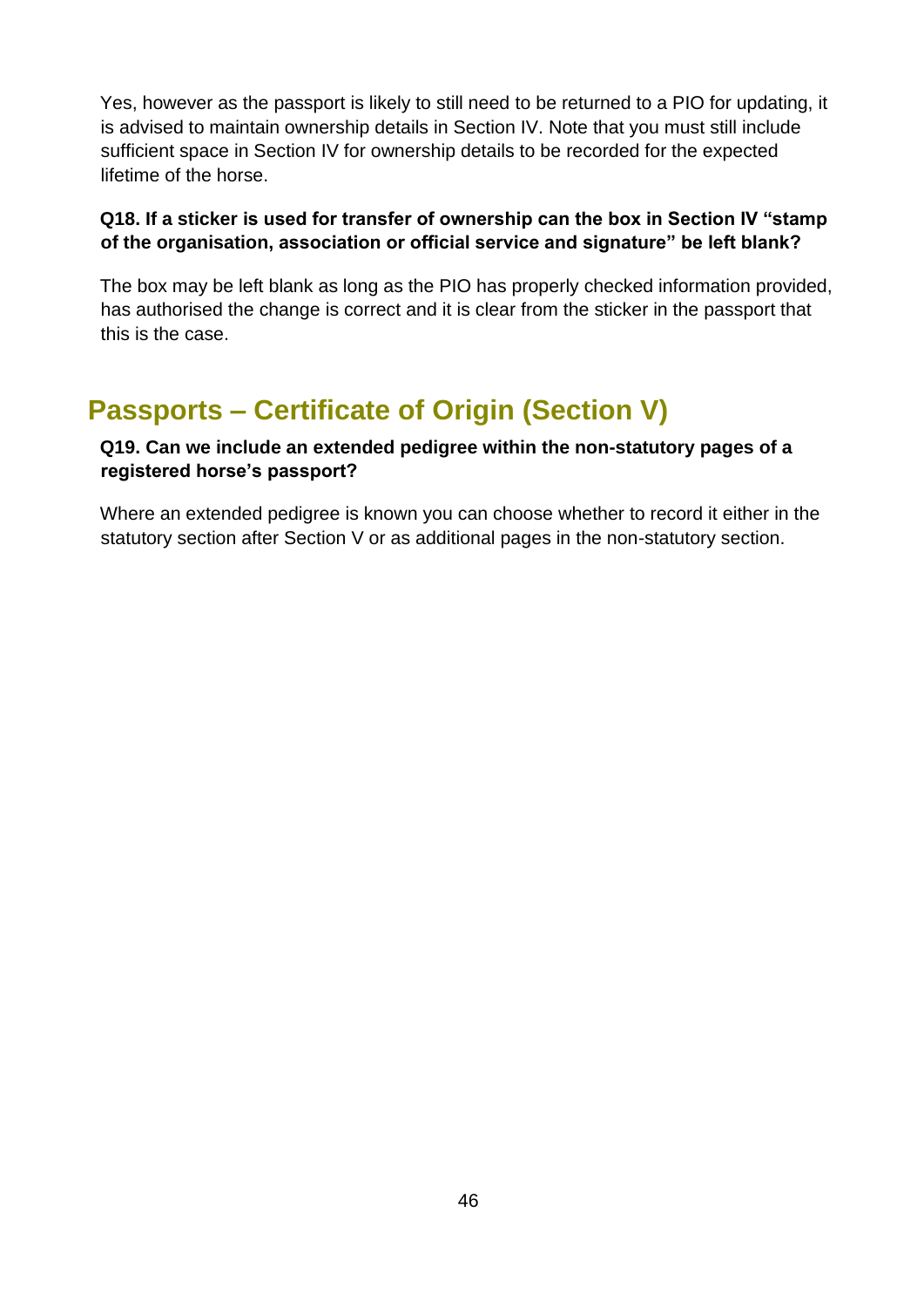Yes, however as the passport is likely to still need to be returned to a PIO for updating, it is advised to maintain ownership details in Section IV. Note that you must still include sufficient space in Section IV for ownership details to be recorded for the expected lifetime of the horse.

**Q18. If a sticker is used for transfer of ownership can the box in Section IV "stamp of the organisation, association or official service and signature" be left blank?**

The box may be left blank as long as the PIO has properly checked information provided, has authorised the change is correct and it is clear from the sticker in the passport that this is the case.

## Passports – Certificate of Origin (Section V)

**Q19. Can we include an extended pedigree within the non-statutory pages of a registered horse's passport?**

Where an extended pedigree is known you can choose whether to record it either in the statutory section after Section V or as additional pages in the non-statutory section.